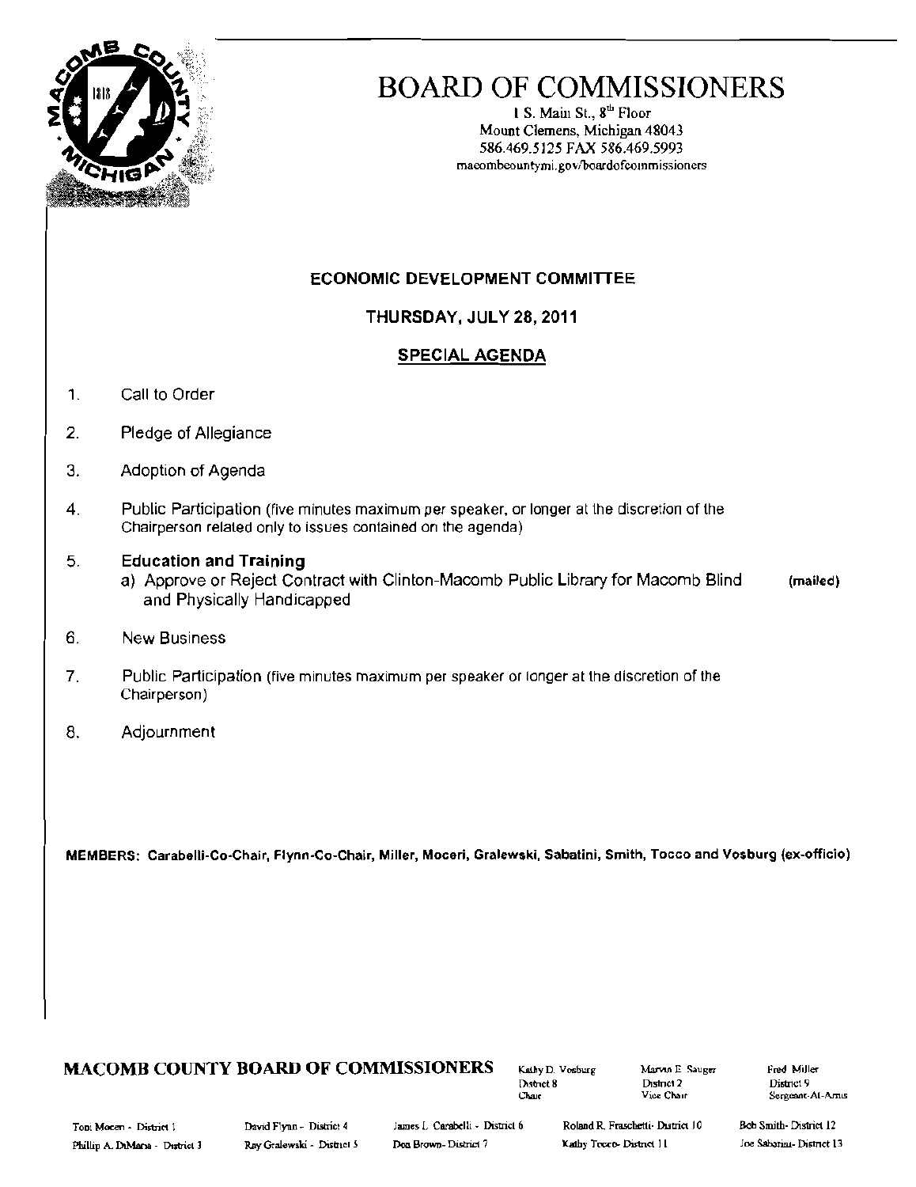# BOARD OF COMMISSIONERS

1 S. Main St., 8th Floor
Mount Clemens, Michigan 48043
586.469.5125 FAX 586.469.5993
macombcountymi.gov/boardofcommissioners

## ECONOMIC DEVELOPMENT COMMITTEE

### THURSDAY, JULY 28, 2011

### SPECIAL AGENDA

1. Call to Order
2. Pledge of Allegiance
3. Adoption of Agenda
4. Public Participation (five minutes maximum per speaker, or longer at the discretion of the Chairperson related only to issues contained on the agenda)
5. **Education and Training**
   a) Approve or Reject Contract with Clinton-Macomb Public Library for Macomb Blind and Physically Handicapped **(mailed)**
6. New Business
7. Public Participation (five minutes maximum per speaker or longer at the discretion of the Chairperson)
8. Adjournment

**MEMBERS: Carabelli-Co-Chair, Flynn-Co-Chair, Miller, Moceri, Gralewski, Sabatini, Smith, Tocco and Vosburg (ex-officio)**

**MACOMB COUNTY BOARD OF COMMISSIONERS**

Kathy D. Vosburg, District 8, Chair
Marvin E. Sauger, District 2, Vice Chair
Fred Miller, District 9, Sergeant-At-Arms

Toni Moceri - District 1
Phillip A. DiMaria - District 3
David Flynn - District 4
Ray Gralewski - District 5
James L. Carabelli - District 6
Don Brown - District 7
Roland R. Fraschetti - District 10
Kathy Tocco - District 11
Bob Smith - District 12
Joe Sabatini - District 13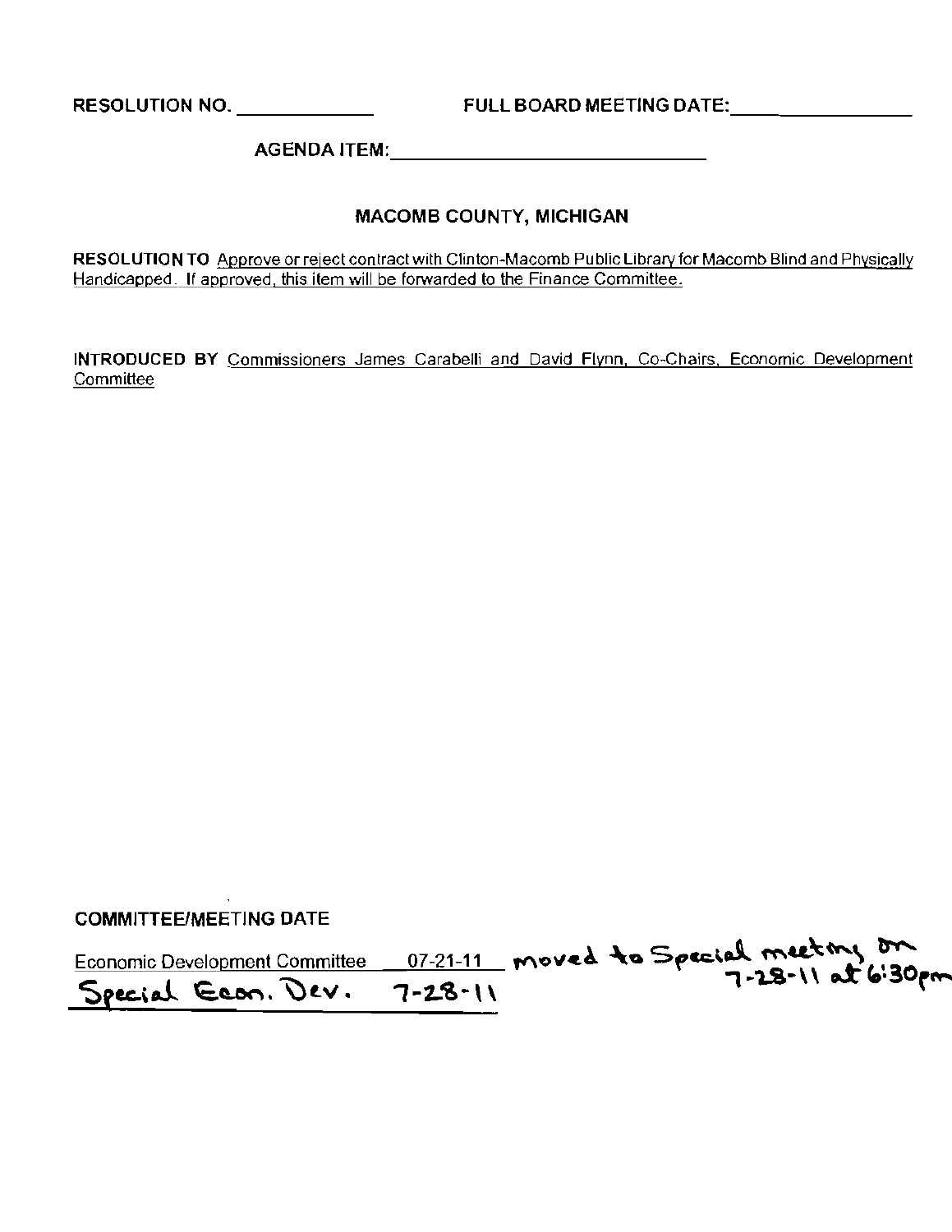RESOLUTION NO. _____________ FULL BOARD MEETING DATE: _____________

AGENDA ITEM: _____________________________

**MACOMB COUNTY, MICHIGAN**

**RESOLUTION TO** Approve or reject contract with Clinton-Macomb Public Library for Macomb Blind and Physically Handicapped. If approved, this item will be forwarded to the Finance Committee.

**INTRODUCED BY** Commissioners James Carabelli and David Flynn, Co-Chairs, Economic Development Committee

**COMMITTEE/MEETING DATE**

Economic Development Committee 07-21-11 moved to Special meeting on 7-28-11 at 6:30pm

Special Econ. Dev. 7-28-11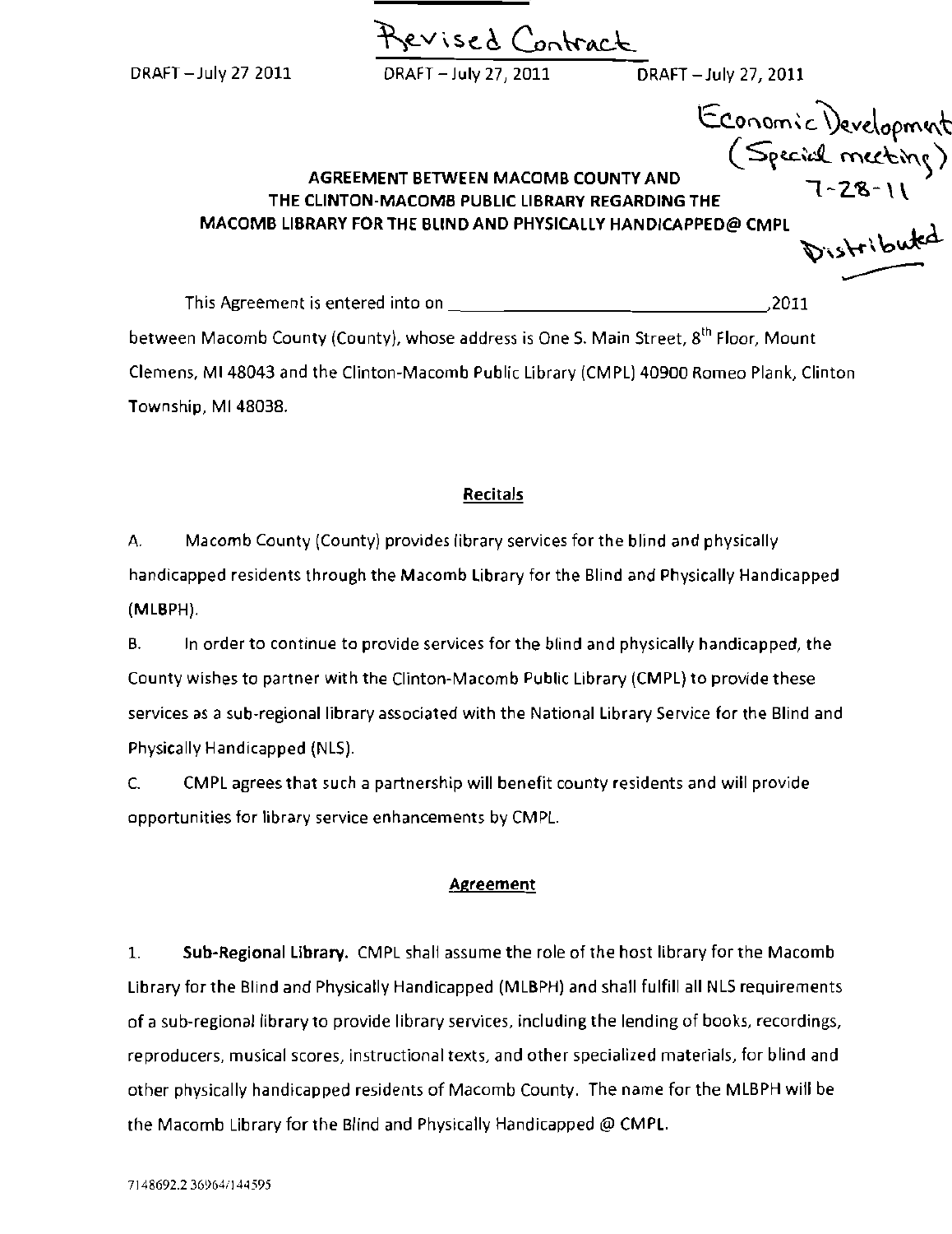Revised Contract

DRAFT – July 27 2011 DRAFT – July 27, 2011 DRAFT – July 27, 2011

Economic Development (Special meeting) 7-28-11 Distributed

**AGREEMENT BETWEEN MACOMB COUNTY AND THE CLINTON-MACOMB PUBLIC LIBRARY REGARDING THE MACOMB LIBRARY FOR THE BLIND AND PHYSICALLY HANDICAPPED@ CMPL**

This Agreement is entered into on \_\_\_\_\_\_\_\_\_\_\_\_\_\_\_\_\_\_\_\_\_\_\_\_\_\_\_\_\_\_\_\_\_\_,2011 between Macomb County (County), whose address is One S. Main Street, 8th Floor, Mount Clemens, MI 48043 and the Clinton-Macomb Public Library (CMPL) 40900 Romeo Plank, Clinton Township, MI 48038.

**Recitals**

A. Macomb County (County) provides library services for the blind and physically handicapped residents through the Macomb Library for the Blind and Physically Handicapped (MLBPH).

B. In order to continue to provide services for the blind and physically handicapped, the County wishes to partner with the Clinton-Macomb Public Library (CMPL) to provide these services as a sub-regional library associated with the National Library Service for the Blind and Physically Handicapped (NLS).

C. CMPL agrees that such a partnership will benefit county residents and will provide opportunities for library service enhancements by CMPL.

**Agreement**

1. **Sub-Regional Library.** CMPL shall assume the role of the host library for the Macomb Library for the Blind and Physically Handicapped (MLBPH) and shall fulfill all NLS requirements of a sub-regional library to provide library services, including the lending of books, recordings, reproducers, musical scores, instructional texts, and other specialized materials, for blind and other physically handicapped residents of Macomb County. The name for the MLBPH will be the Macomb Library for the Blind and Physically Handicapped @ CMPL.

7148692.2 36964/144595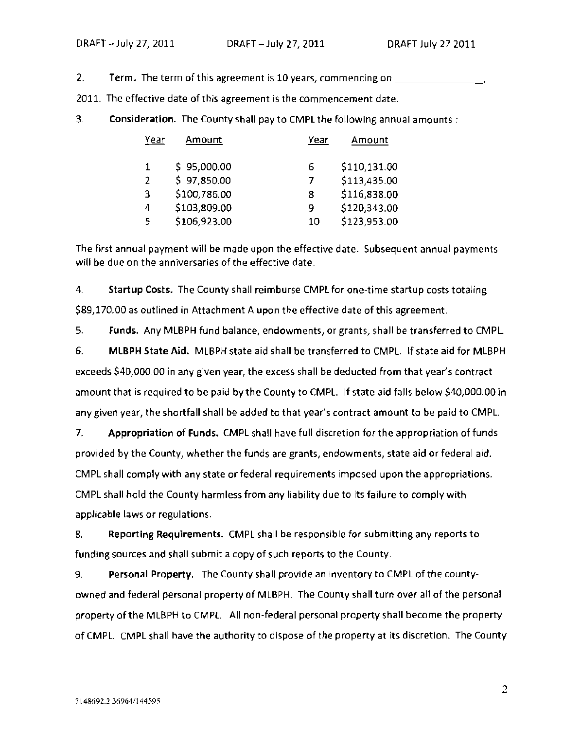2. **Term.** The term of this agreement is 10 years, commencing on _______________, 2011. The effective date of this agreement is the commencement date.

3. **Consideration.** The County shall pay to CMPL the following annual amounts :

| Year | Amount | Year | Amount |
|---|---|---|---|
| 1 | $ 95,000.00 | 6 | $110,131.00 |
| 2 | $ 97,850.00 | 7 | $113,435.00 |
| 3 | $100,786.00 | 8 | $116,838.00 |
| 4 | $103,809.00 | 9 | $120,343.00 |
| 5 | $106,923.00 | 10 | $123,953.00 |

The first annual payment will be made upon the effective date. Subsequent annual payments will be due on the anniversaries of the effective date.

4. **Startup Costs.** The County shall reimburse CMPL for one-time startup costs totaling $89,170.00 as outlined in Attachment A upon the effective date of this agreement.

5. **Funds.** Any MLBPH fund balance, endowments, or grants, shall be transferred to CMPL.

6. **MLBPH State Aid.** MLBPH state aid shall be transferred to CMPL. If state aid for MLBPH exceeds $40,000.00 in any given year, the excess shall be deducted from that year's contract amount that is required to be paid by the County to CMPL. If state aid falls below $40,000.00 in any given year, the shortfall shall be added to that year's contract amount to be paid to CMPL.

7. **Appropriation of Funds.** CMPL shall have full discretion for the appropriation of funds provided by the County, whether the funds are grants, endowments, state aid or federal aid. CMPL shall comply with any state or federal requirements imposed upon the appropriations. CMPL shall hold the County harmless from any liability due to its failure to comply with applicable laws or regulations.

8. **Reporting Requirements.** CMPL shall be responsible for submitting any reports to funding sources and shall submit a copy of such reports to the County.

9. **Personal Property.** The County shall provide an inventory to CMPL of the county-owned and federal personal property of MLBPH. The County shall turn over all of the personal property of the MLBPH to CMPL. All non-federal personal property shall become the property of CMPL. CMPL shall have the authority to dispose of the property at its discretion. The County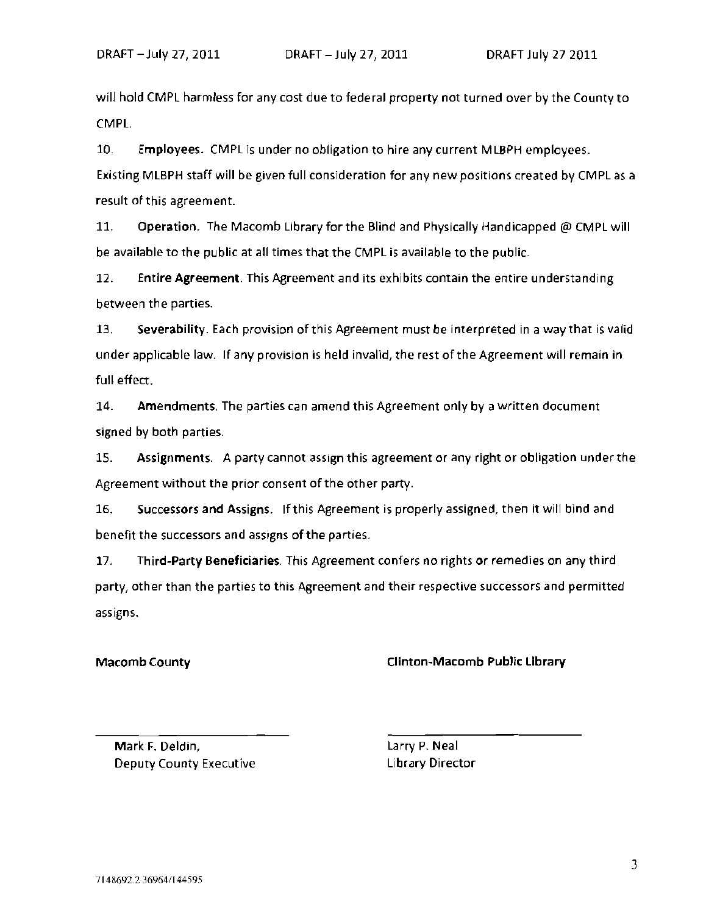will hold CMPL harmless for any cost due to federal property not turned over by the County to CMPL.

10. **Employees.** CMPL is under no obligation to hire any current MLBPH employees. Existing MLBPH staff will be given full consideration for any new positions created by CMPL as a result of this agreement.

11. **Operation.** The Macomb Library for the Blind and Physically Handicapped @ CMPL will be available to the public at all times that the CMPL is available to the public.

12. **Entire Agreement.** This Agreement and its exhibits contain the entire understanding between the parties.

13. **Severability.** Each provision of this Agreement must be interpreted in a way that is valid under applicable law. If any provision is held invalid, the rest of the Agreement will remain in full effect.

14. **Amendments.** The parties can amend this Agreement only by a written document signed by both parties.

15. **Assignments.** A party cannot assign this agreement or any right or obligation under the Agreement without the prior consent of the other party.

16. **Successors and Assigns.** If this Agreement is properly assigned, then it will bind and benefit the successors and assigns of the parties.

17. **Third-Party Beneficiaries.** This Agreement confers no rights or remedies on any third party, other than the parties to this Agreement and their respective successors and permitted assigns.

**Macomb County**

_________________________

Mark F. Deldin,
Deputy County Executive

**Clinton-Macomb Public Library**

_________________________

Larry P. Neal
Library Director

7148692.2 36964/144595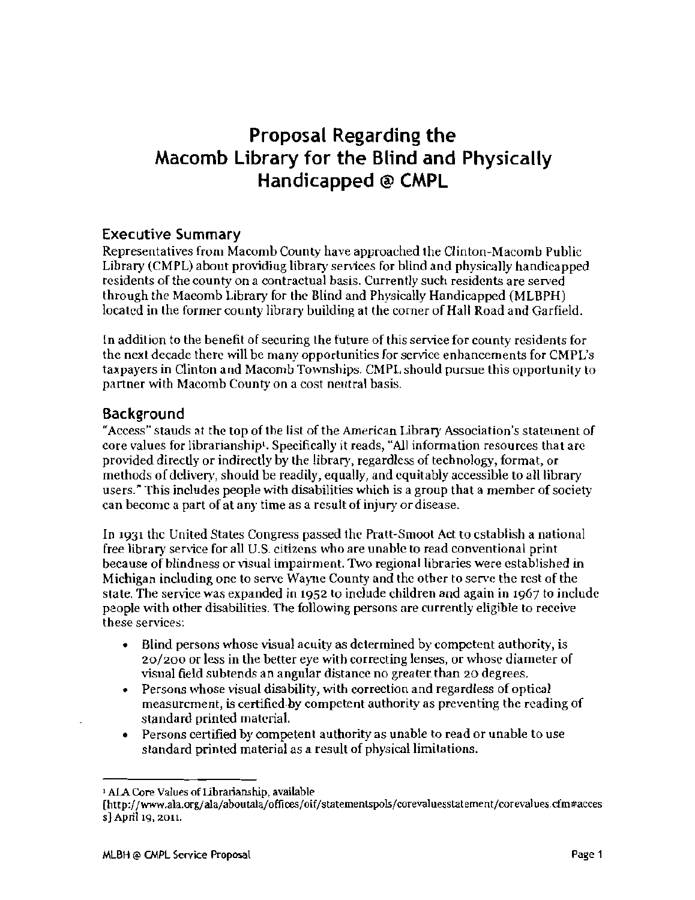# Proposal Regarding the Macomb Library for the Blind and Physically Handicapped @ CMPL

## Executive Summary

Representatives from Macomb County have approached the Clinton-Macomb Public Library (CMPL) about providing library services for blind and physically handicapped residents of the county on a contractual basis. Currently such residents are served through the Macomb Library for the Blind and Physically Handicapped (MLBPH) located in the former county library building at the corner of Hall Road and Garfield.

In addition to the benefit of securing the future of this service for county residents for the next decade there will be many opportunities for service enhancements for CMPL's taxpayers in Clinton and Macomb Townships. CMPL should pursue this opportunity to partner with Macomb County on a cost neutral basis.

## Background

"Access" stands at the top of the list of the American Library Association's statement of core values for librarianship[1]. Specifically it reads, "All information resources that are provided directly or indirectly by the library, regardless of technology, format, or methods of delivery, should be readily, equally, and equitably accessible to all library users." This includes people with disabilities which is a group that a member of society can become a part of at any time as a result of injury or disease.

In 1931 the United States Congress passed the Pratt-Smoot Act to establish a national free library service for all U.S. citizens who are unable to read conventional print because of blindness or visual impairment. Two regional libraries were established in Michigan including one to serve Wayne County and the other to serve the rest of the state. The service was expanded in 1952 to include children and again in 1967 to include people with other disabilities. The following persons are currently eligible to receive these services:

- Blind persons whose visual acuity as determined by competent authority, is 20/200 or less in the better eye with correcting lenses, or whose diameter of visual field subtends an angular distance no greater than 20 degrees.
- Persons whose visual disability, with correction and regardless of optical measurement, is certified by competent authority as preventing the reading of standard printed material.
- Persons certified by competent authority as unable to read or unable to use standard printed material as a result of physical limitations.

---

[1] ALA Core Values of Librarianship, available [http://www.ala.org/ala/aboutala/offices/oif/statementspols/corevaluesstatement/corevalues.cfm#access] April 19, 2011.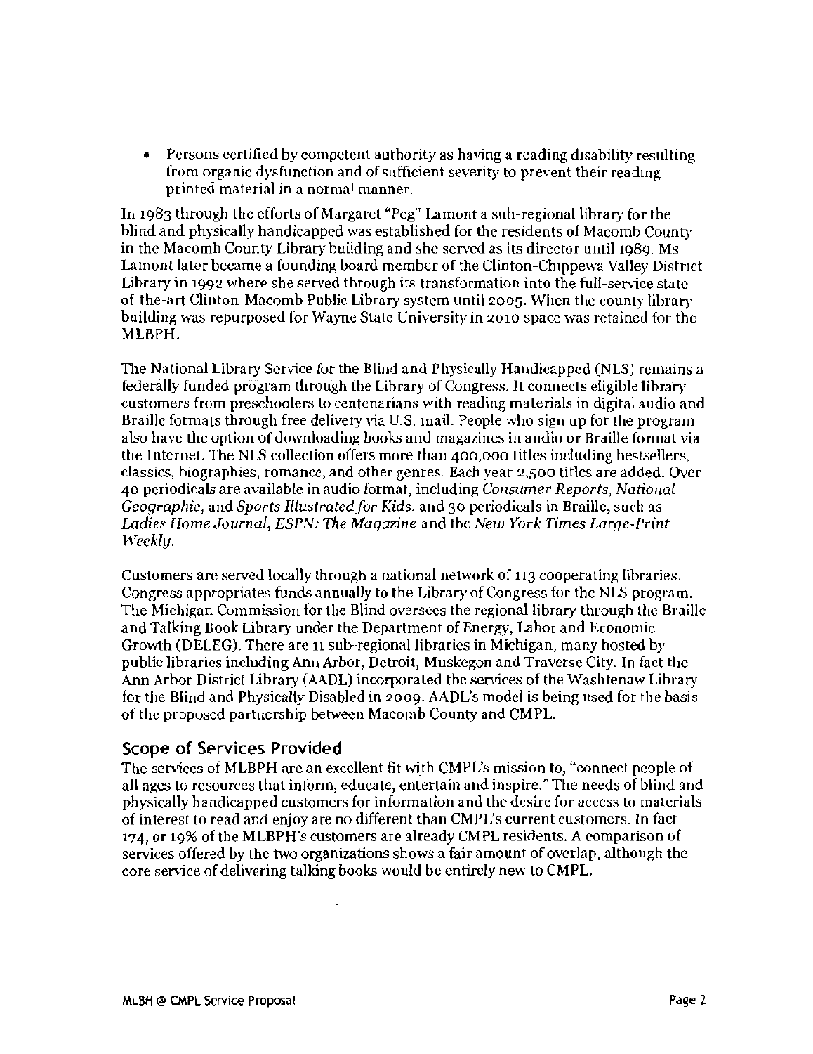- Persons certified by competent authority as having a reading disability resulting from organic dysfunction and of sufficient severity to prevent their reading printed material in a normal manner.

In 1983 through the efforts of Margaret "Peg" Lamont a sub-regional library for the blind and physically handicapped was established for the residents of Macomb County in the Macomb County Library building and she served as its director until 1989. Ms Lamont later became a founding board member of the Clinton-Chippewa Valley District Library in 1992 where she served through its transformation into the full-service state-of-the-art Clinton-Macomb Public Library system until 2005. When the county library building was repurposed for Wayne State University in 2010 space was retained for the MLBPH.

The National Library Service for the Blind and Physically Handicapped (NLS) remains a federally funded program through the Library of Congress. It connects eligible library customers from preschoolers to centenarians with reading materials in digital audio and Braille formats through free delivery via U.S. mail. People who sign up for the program also have the option of downloading books and magazines in audio or Braille format via the Internet. The NLS collection offers more than 400,000 titles including bestsellers, classics, biographies, romance, and other genres. Each year 2,500 titles are added. Over 40 periodicals are available in audio format, including *Consumer Reports*, *National Geographic*, and *Sports Illustrated for Kids*, and 30 periodicals in Braille, such as *Ladies Home Journal*, *ESPN: The Magazine* and the *New York Times Large-Print Weekly*.

Customers are served locally through a national network of 113 cooperating libraries. Congress appropriates funds annually to the Library of Congress for the NLS program. The Michigan Commission for the Blind oversees the regional library through the Braille and Talking Book Library under the Department of Energy, Labor and Economic Growth (DELEG). There are 11 sub-regional libraries in Michigan, many hosted by public libraries including Ann Arbor, Detroit, Muskegon and Traverse City. In fact the Ann Arbor District Library (AADL) incorporated the services of the Washtenaw Library for the Blind and Physically Disabled in 2009. AADL's model is being used for the basis of the proposed partnership between Macomb County and CMPL.

## Scope of Services Provided

The services of MLBPH are an excellent fit with CMPL's mission to, "connect people of all ages to resources that inform, educate, entertain and inspire." The needs of blind and physically handicapped customers for information and the desire for access to materials of interest to read and enjoy are no different than CMPL's current customers. In fact 174, or 19% of the MLBPH's customers are already CMPL residents. A comparison of services offered by the two organizations shows a fair amount of overlap, although the core service of delivering talking books would be entirely new to CMPL.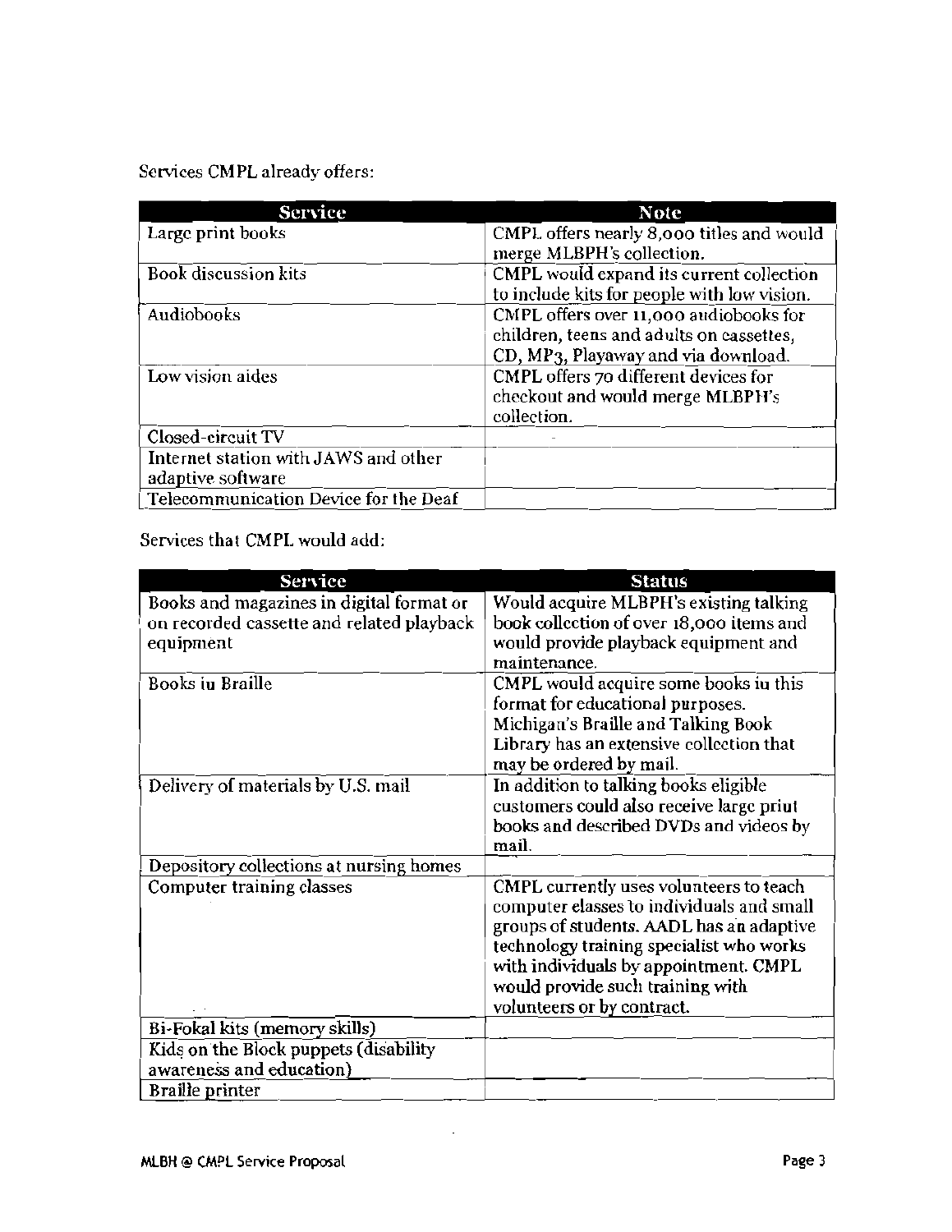Services CMPL already offers:

| Service | Note |
|---|---|
| Large print books | CMPL offers nearly 8,000 titles and would merge MLBPH's collection. |
| Book discussion kits | CMPL would expand its current collection to include kits for people with low vision. |
| Audiobooks | CMPL offers over 11,000 audiobooks for children, teens and adults on cassettes, CD, MP3, Playaway and via download. |
| Low vision aides | CMPL offers 70 different devices for checkout and would merge MLBPH's collection. |
| Closed-circuit TV | |
| Internet station with JAWS and other adaptive software | |
| Telecommunication Device for the Deaf | |

Services that CMPL would add:

| Service | Status |
|---|---|
| Books and magazines in digital format or on recorded cassette and related playback equipment | Would acquire MLBPH's existing talking book collection of over 18,000 items and would provide playback equipment and maintenance. |
| Books in Braille | CMPL would acquire some books in this format for educational purposes. Michigan's Braille and Talking Book Library has an extensive collection that may be ordered by mail. |
| Delivery of materials by U.S. mail | In addition to talking books eligible customers could also receive large print books and described DVDs and videos by mail. |
| Depository collections at nursing homes | |
| Computer training classes | CMPL currently uses volunteers to teach computer classes to individuals and small groups of students. AADL has an adaptive technology training specialist who works with individuals by appointment. CMPL would provide such training with volunteers or by contract. |
| Bi-Fokal kits (memory skills) | |
| Kids on the Block puppets (disability awareness and education) | |
| Braille printer | |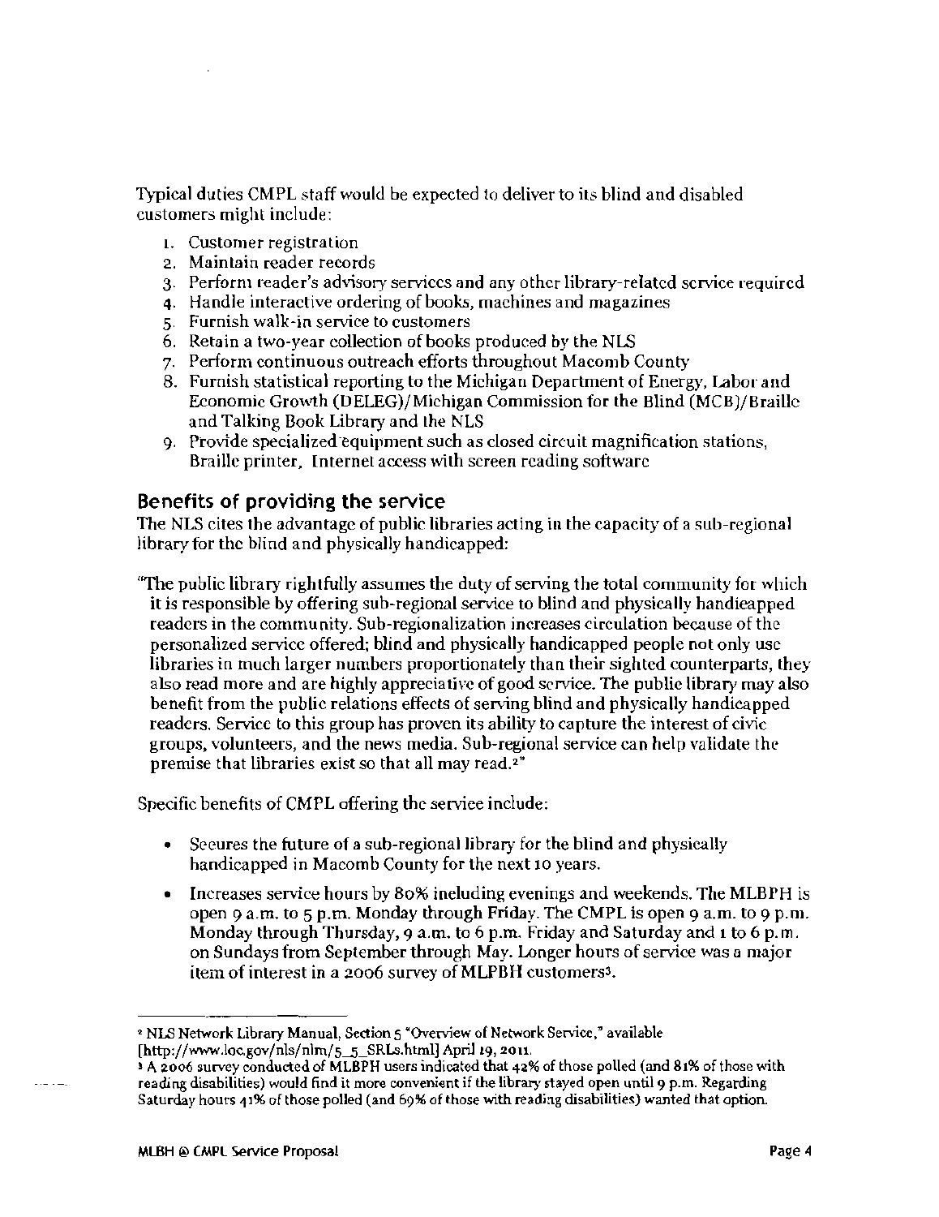Typical duties CMPL staff would be expected to deliver to its blind and disabled customers might include:

1. Customer registration
2. Maintain reader records
3. Perform reader's advisory services and any other library-related service required
4. Handle interactive ordering of books, machines and magazines
5. Furnish walk-in service to customers
6. Retain a two-year collection of books produced by the NLS
7. Perform continuous outreach efforts throughout Macomb County
8. Furnish statistical reporting to the Michigan Department of Energy, Labor and Economic Growth (DELEG)/Michigan Commission for the Blind (MCB)/Braille and Talking Book Library and the NLS
9. Provide specialized equipment such as closed circuit magnification stations, Braille printer, Internet access with screen reading software

## Benefits of providing the service

The NLS cites the advantage of public libraries acting in the capacity of a sub-regional library for the blind and physically handicapped:

"The public library rightfully assumes the duty of serving the total community for which it is responsible by offering sub-regional service to blind and physically handicapped readers in the community. Sub-regionalization increases circulation because of the personalized service offered; blind and physically handicapped people not only use libraries in much larger numbers proportionately than their sighted counterparts, they also read more and are highly appreciative of good service. The public library may also benefit from the public relations effects of serving blind and physically handicapped readers. Service to this group has proven its ability to capture the interest of civic groups, volunteers, and the news media. Sub-regional service can help validate the premise that libraries exist so that all may read.[2]"

Specific benefits of CMPL offering the service include:

- Secures the future of a sub-regional library for the blind and physically handicapped in Macomb County for the next 10 years.
- Increases service hours by 80% including evenings and weekends. The MLBPH is open 9 a.m. to 5 p.m. Monday through Friday. The CMPL is open 9 a.m. to 9 p.m. Monday through Thursday, 9 a.m. to 6 p.m. Friday and Saturday and 1 to 6 p.m. on Sundays from September through May. Longer hours of service was a major item of interest in a 2006 survey of MLPBH customers[3].

---

[2] NLS Network Library Manual, Section 5 "Overview of Network Service," available [http://www.loc.gov/nls/nlm/5_5_SRLs.html] April 19, 2011.

[3] A 2006 survey conducted of MLBPH users indicated that 42% of those polled (and 81% of those with reading disabilities) would find it more convenient if the library stayed open until 9 p.m. Regarding Saturday hours 41% of those polled (and 69% of those with reading disabilities) wanted that option.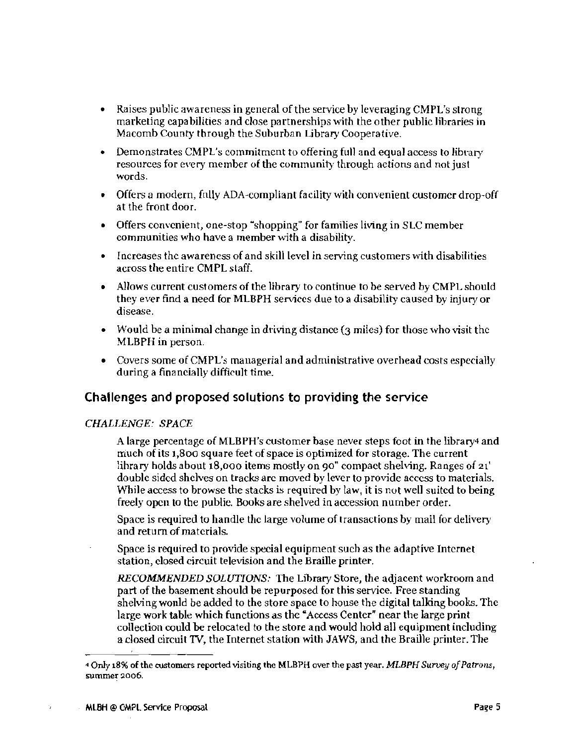- Raises public awareness in general of the service by leveraging CMPL's strong marketing capabilities and close partnerships with the other public libraries in Macomb County through the Suburban Library Cooperative.
- Demonstrates CMPL's commitment to offering full and equal access to library resources for every member of the community through actions and not just words.
- Offers a modern, fully ADA-compliant facility with convenient customer drop-off at the front door.
- Offers convenient, one-stop "shopping" for families living in SLC member communities who have a member with a disability.
- Increases the awareness of and skill level in serving customers with disabilities across the entire CMPL staff.
- Allows current customers of the library to continue to be served by CMPL should they ever find a need for MLBPH services due to a disability caused by injury or disease.
- Would be a minimal change in driving distance (3 miles) for those who visit the MLBPH in person.
- Covers some of CMPL's managerial and administrative overhead costs especially during a financially difficult time.

## Challenges and proposed solutions to providing the service

*CHALLENGE: SPACE*

A large percentage of MLBPH's customer base never steps foot in the library[4] and much of its 1,800 square feet of space is optimized for storage. The current library holds about 18,000 items mostly on 90" compact shelving. Ranges of 21' double sided shelves on tracks are moved by lever to provide access to materials. While access to browse the stacks is required by law, it is not well suited to being freely open to the public. Books are shelved in accession number order.

Space is required to handle the large volume of transactions by mail for delivery and return of materials.

Space is required to provide special equipment such as the adaptive Internet station, closed circuit television and the Braille printer.

*RECOMMENDED SOLUTIONS:* The Library Store, the adjacent workroom and part of the basement should be repurposed for this service. Free standing shelving would be added to the store space to house the digital talking books. The large work table which functions as the "Access Center" near the large print collection could be relocated to the store and would hold all equipment including a closed circuit TV, the Internet station with JAWS, and the Braille printer. The

[4] Only 18% of the customers reported visiting the MLBPH over the past year. *MLBPH Survey of Patrons*, summer 2006.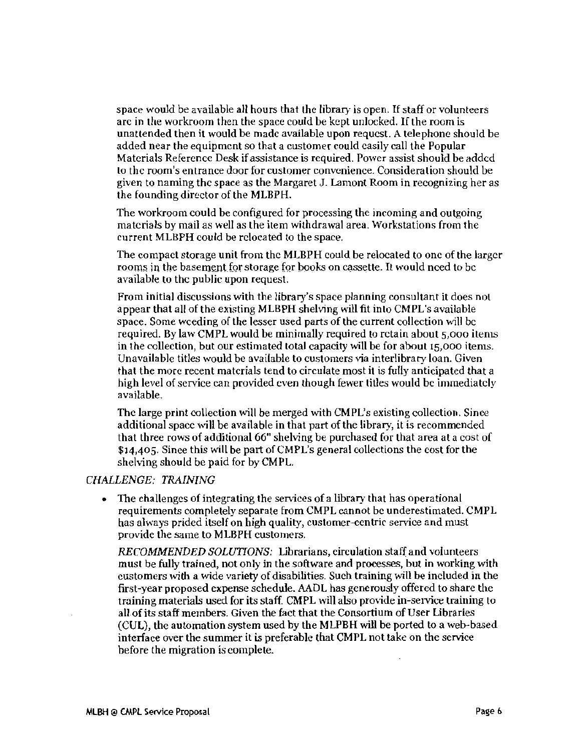space would be available all hours that the library is open. If staff or volunteers are in the workroom then the space could be kept unlocked. If the room is unattended then it would be made available upon request. A telephone should be added near the equipment so that a customer could easily call the Popular Materials Reference Desk if assistance is required. Power assist should be added to the room's entrance door for customer convenience. Consideration should be given to naming the space as the Margaret J. Lamont Room in recognizing her as the founding director of the MLBPH.

The workroom could be configured for processing the incoming and outgoing materials by mail as well as the item withdrawal area. Workstations from the current MLBPH could be relocated to the space.

The compact storage unit from the MLBPH could be relocated to one of the larger rooms in the basement for storage for books on cassette. It would need to be available to the public upon request.

From initial discussions with the library's space planning consultant it does not appear that all of the existing MLBPH shelving will fit into CMPL's available space. Some weeding of the lesser used parts of the current collection will be required. By law CMPL would be minimally required to retain about 5,000 items in the collection, but our estimated total capacity will be for about 15,000 items. Unavailable titles would be available to customers via interlibrary loan. Given that the more recent materials tend to circulate most it is fully anticipated that a high level of service can provided even though fewer titles would be immediately available.

The large print collection will be merged with CMPL's existing collection. Since additional space will be available in that part of the library, it is recommended that three rows of additional 66" shelving be purchased for that area at a cost of $14,405. Since this will be part of CMPL's general collections the cost for the shelving should be paid for by CMPL.

*CHALLENGE: TRAINING*

- The challenges of integrating the services of a library that has operational requirements completely separate from CMPL cannot be underestimated. CMPL has always prided itself on high quality, customer-centric service and must provide the same to MLBPH customers.

  *RECOMMENDED SOLUTIONS:* Librarians, circulation staff and volunteers must be fully trained, not only in the software and processes, but in working with customers with a wide variety of disabilities. Such training will be included in the first-year proposed expense schedule. AADL has generously offered to share the training materials used for its staff. CMPL will also provide in-service training to all of its staff members. Given the fact that the Consortium of User Libraries (CUL), the automation system used by the MLPBH will be ported to a web-based interface over the summer it is preferable that CMPL not take on the service before the migration is complete.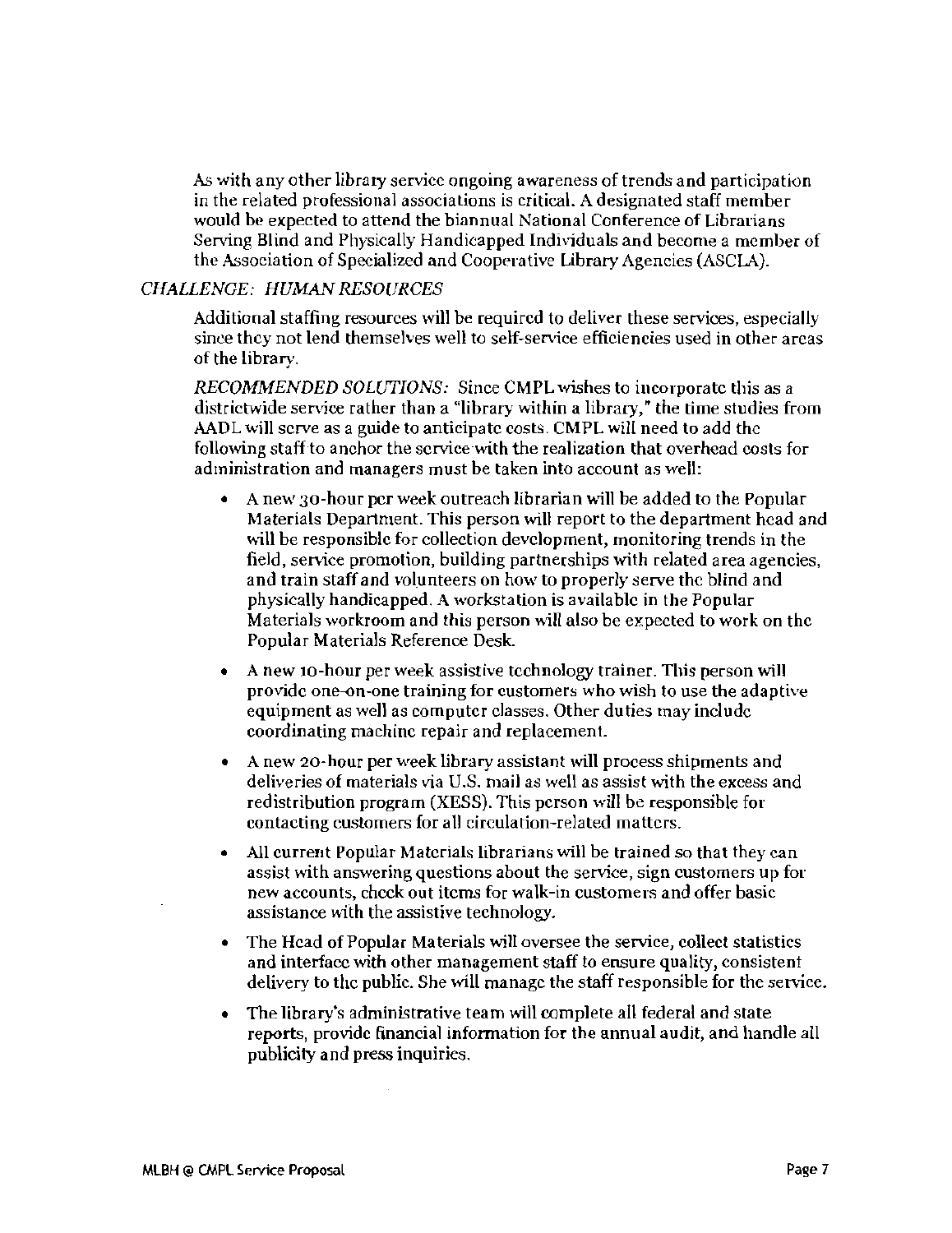As with any other library service ongoing awareness of trends and participation in the related professional associations is critical. A designated staff member would be expected to attend the biannual National Conference of Librarians Serving Blind and Physically Handicapped Individuals and become a member of the Association of Specialized and Cooperative Library Agencies (ASCLA).

*CHALLENGE: HUMAN RESOURCES*

Additional staffing resources will be required to deliver these services, especially since they not lend themselves well to self-service efficiencies used in other areas of the library.

*RECOMMENDED SOLUTIONS:* Since CMPL wishes to incorporate this as a districtwide service rather than a "library within a library," the time studies from AADL will serve as a guide to anticipate costs. CMPL will need to add the following staff to anchor the service with the realization that overhead costs for administration and managers must be taken into account as well:

- A new 30-hour per week outreach librarian will be added to the Popular Materials Department. This person will report to the department head and will be responsible for collection development, monitoring trends in the field, service promotion, building partnerships with related area agencies, and train staff and volunteers on how to properly serve the blind and physically handicapped. A workstation is available in the Popular Materials workroom and this person will also be expected to work on the Popular Materials Reference Desk.
- A new 10-hour per week assistive technology trainer. This person will provide one-on-one training for customers who wish to use the adaptive equipment as well as computer classes. Other duties may include coordinating machine repair and replacement.
- A new 20-hour per week library assistant will process shipments and deliveries of materials via U.S. mail as well as assist with the excess and redistribution program (XESS). This person will be responsible for contacting customers for all circulation-related matters.
- All current Popular Materials librarians will be trained so that they can assist with answering questions about the service, sign customers up for new accounts, check out items for walk-in customers and offer basic assistance with the assistive technology.
- The Head of Popular Materials will oversee the service, collect statistics and interface with other management staff to ensure quality, consistent delivery to the public. She will manage the staff responsible for the service.
- The library's administrative team will complete all federal and state reports, provide financial information for the annual audit, and handle all publicity and press inquiries.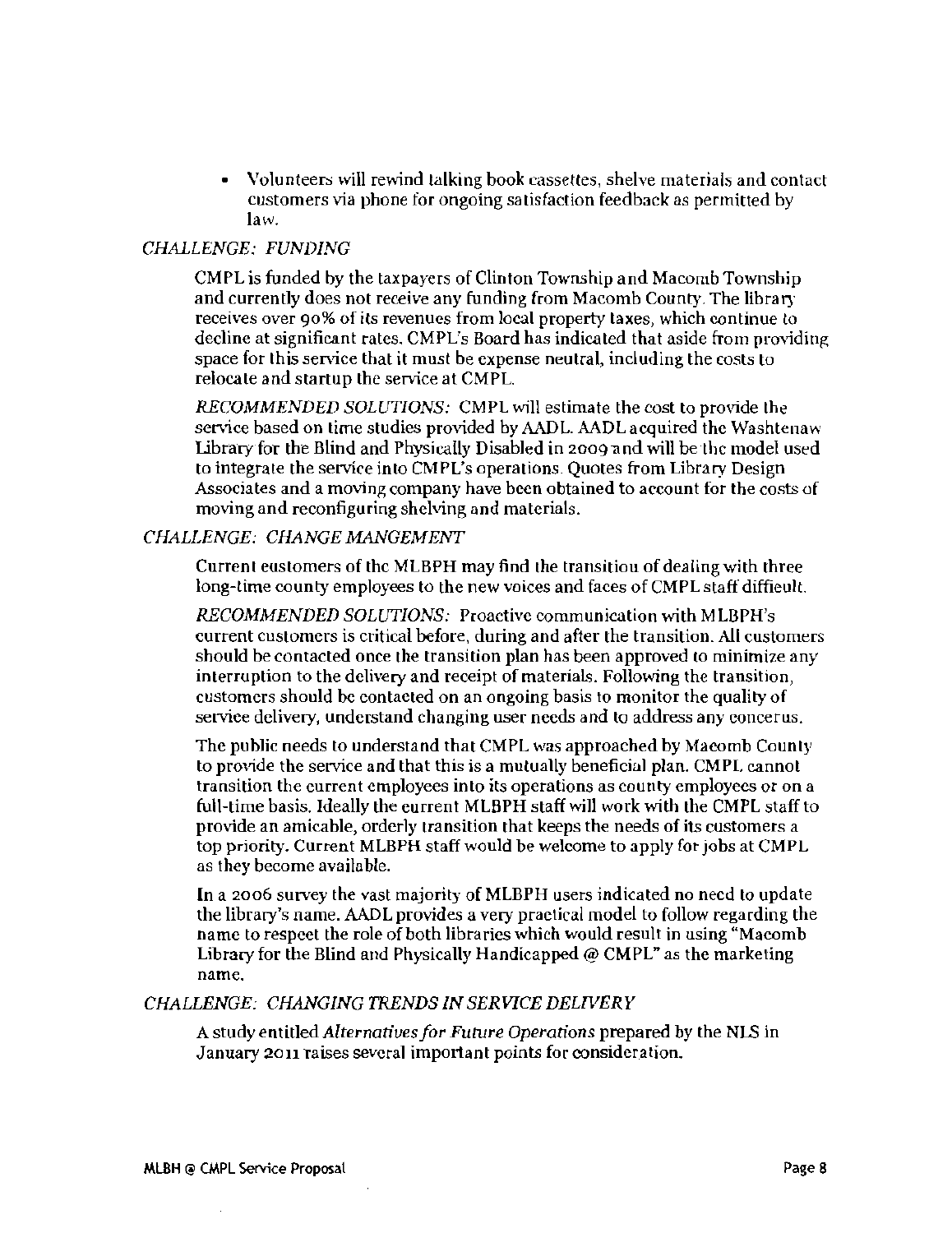- Volunteers will rewind talking book cassettes, shelve materials and contact customers via phone for ongoing satisfaction feedback as permitted by law.

*CHALLENGE: FUNDING*

CMPL is funded by the taxpayers of Clinton Township and Macomb Township and currently does not receive any funding from Macomb County. The library receives over 90% of its revenues from local property taxes, which continue to decline at significant rates. CMPL's Board has indicated that aside from providing space for this service that it must be expense neutral, including the costs to relocate and startup the service at CMPL.

*RECOMMENDED SOLUTIONS:* CMPL will estimate the cost to provide the service based on time studies provided by AADL. AADL acquired the Washtenaw Library for the Blind and Physically Disabled in 2009 and will be the model used to integrate the service into CMPL's operations. Quotes from Library Design Associates and a moving company have been obtained to account for the costs of moving and reconfiguring shelving and materials.

*CHALLENGE: CHANGE MANGEMENT*

Current customers of the MLBPH may find the transition of dealing with three long-time county employees to the new voices and faces of CMPL staff difficult.

*RECOMMENDED SOLUTIONS:* Proactive communication with MLBPH's current customers is critical before, during and after the transition. All customers should be contacted once the transition plan has been approved to minimize any interruption to the delivery and receipt of materials. Following the transition, customers should be contacted on an ongoing basis to monitor the quality of service delivery, understand changing user needs and to address any concerns.

The public needs to understand that CMPL was approached by Macomb County to provide the service and that this is a mutually beneficial plan. CMPL cannot transition the current employees into its operations as county employees or on a full-time basis. Ideally the current MLBPH staff will work with the CMPL staff to provide an amicable, orderly transition that keeps the needs of its customers a top priority. Current MLBPH staff would be welcome to apply for jobs at CMPL as they become available.

In a 2006 survey the vast majority of MLBPH users indicated no need to update the library's name. AADL provides a very practical model to follow regarding the name to respect the role of both libraries which would result in using "Macomb Library for the Blind and Physically Handicapped @ CMPL" as the marketing name.

*CHALLENGE: CHANGING TRENDS IN SERVICE DELIVERY*

A study entitled *Alternatives for Future Operations* prepared by the NLS in January 2011 raises several important points for consideration.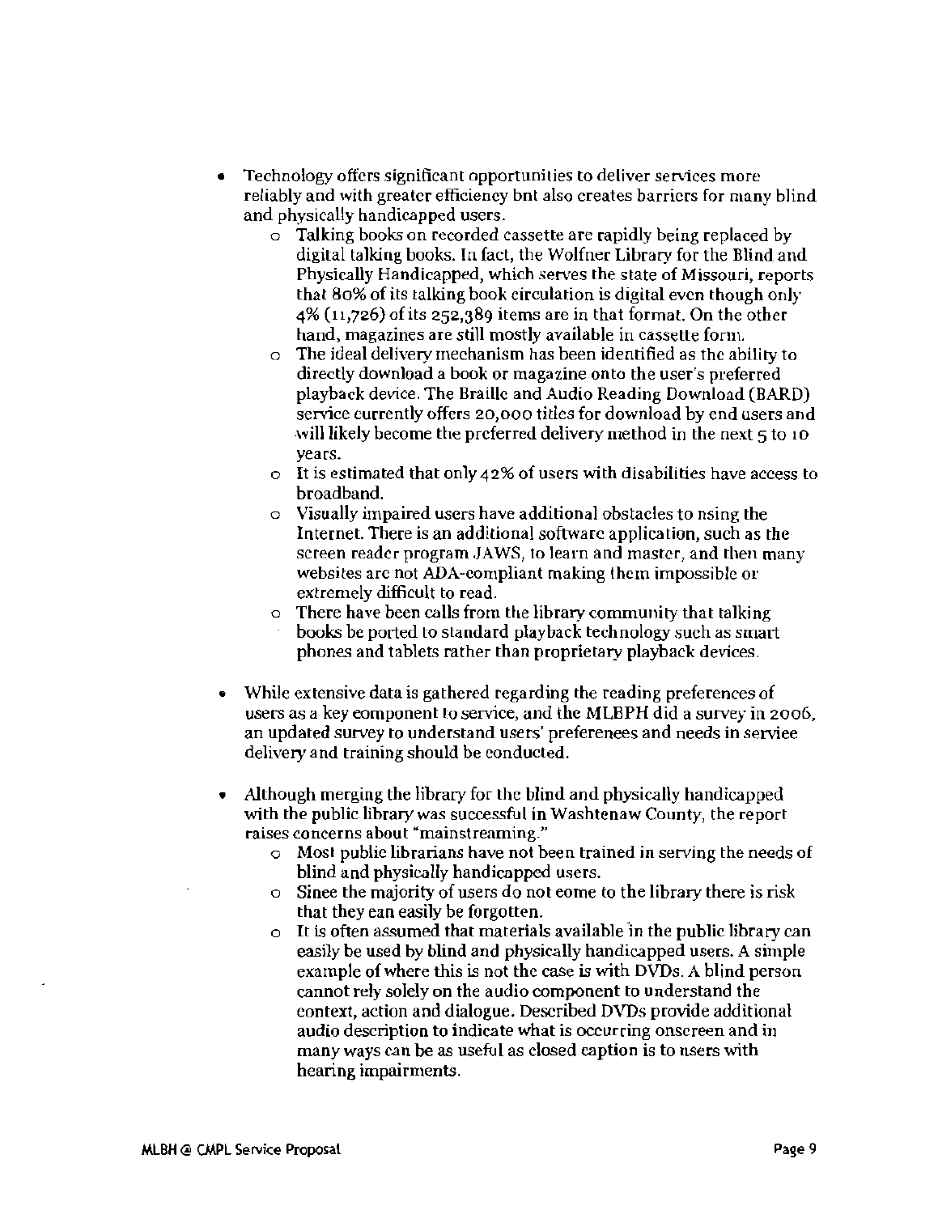- Technology offers significant opportunities to deliver services more reliably and with greater efficiency bnt also creates barriers for many blind and physically handicapped users.
    - Talking books on recorded cassette are rapidly being replaced by digital talking books. In fact, the Wolfner Library for the Blind and Physically Handicapped, which serves the state of Missouri, reports that 80% of its talking book circulation is digital even though only 4% (11,726) of its 252,389 items are in that format. On the other hand, magazines are still mostly available in cassette form.
    - The ideal delivery mechanism has been identified as the ability to directly download a book or magazine onto the user's preferred playback device. The Braille and Audio Reading Download (BARD) service currently offers 20,000 titles for download by end users and will likely become the preferred delivery method in the next 5 to 10 years.
    - It is estimated that only 42% of users with disabilities have access to broadband.
    - Visually impaired users have additional obstacles to nsing the Internet. There is an additional software application, such as the screen reader program JAWS, to learn and master, and then many websites are not ADA-compliant making them impossible or extremely difficult to read.
    - There have been calls from the library community that talking books be ported to standard playback technology such as smart phones and tablets rather than proprietary playback devices.

- While extensive data is gathered regarding the reading preferences of users as a key eomponent to service, and the MLBPH did a survey in 2006, an updated survey to understand users' preferenees and needs in serviee delivery and training should be eonducted.

- Although merging the library for the blind and physically handicapped with the public library was successful in Washtenaw County, the report raises concerns about "mainstreaming."
    - Most public librarians have not been trained in serving the needs of blind and physically handicapped users.
    - Sinee the majority of users do not eome to the library there is risk that they ean easily be forgotten.
    - It is often assumed that materials available in the public library can easily be used by blind and physically handicapped users. A simple example of where this is not the case is with DVDs. A blind person cannot rely solely on the audio component to understand the context, action and dialogue. Described DVDs provide additional audio description to indicate what is occurring onscreen and in many ways can be as useful as closed caption is to nsers with hearing impairments.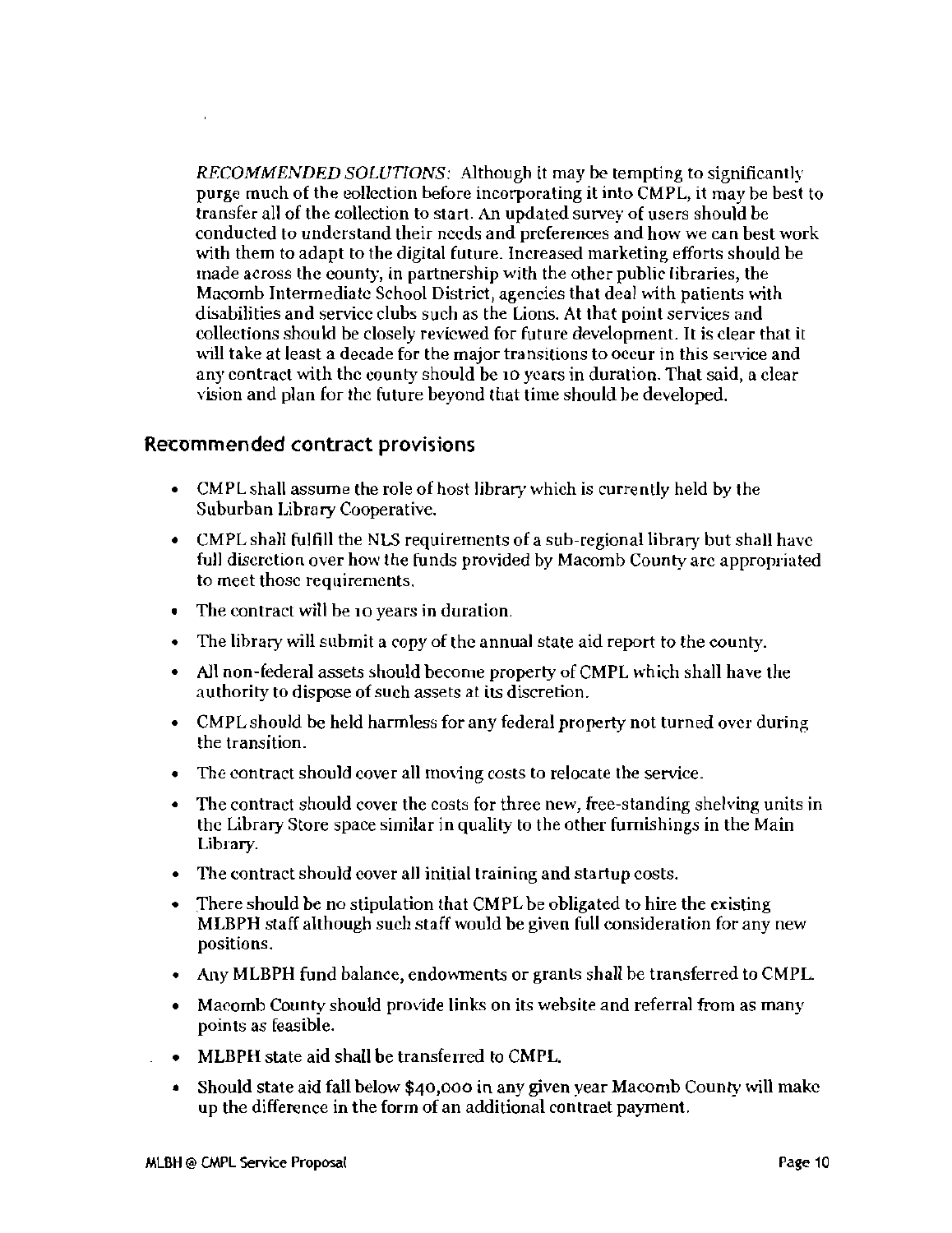*RECOMMENDED SOLUTIONS:* Although it may be tempting to significantly purge much of the collection before incorporating it into CMPL, it may be best to transfer all of the collection to start. An updated survey of users should be conducted to understand their needs and preferences and how we can best work with them to adapt to the digital future. Increased marketing efforts should be made across the county, in partnership with the other public libraries, the Macomb Intermediate School District, agencies that deal with patients with disabilities and service clubs such as the Lions. At that point services and collections should be closely reviewed for future development. It is clear that it will take at least a decade for the major transitions to occur in this service and any contract with the county should be 10 years in duration. That said, a clear vision and plan for the future beyond that time should be developed.

## Recommended contract provisions

- CMPL shall assume the role of host library which is currently held by the Suburban Library Cooperative.
- CMPL shall fulfill the NLS requirements of a sub-regional library but shall have full discretion over how the funds provided by Macomb County are appropriated to meet those requirements.
- The contract will be 10 years in duration.
- The library will submit a copy of the annual state aid report to the county.
- All non-federal assets should become property of CMPL which shall have the authority to dispose of such assets at its discretion.
- CMPL should be held harmless for any federal property not turned over during the transition.
- The contract should cover all moving costs to relocate the service.
- The contract should cover the costs for three new, free-standing shelving units in the Library Store space similar in quality to the other furnishings in the Main Library.
- The contract should cover all initial training and startup costs.
- There should be no stipulation that CMPL be obligated to hire the existing MLBPH staff although such staff would be given full consideration for any new positions.
- Any MLBPH fund balance, endowments or grants shall be transferred to CMPL.
- Macomb County should provide links on its website and referral from as many points as feasible.
- MLBPH state aid shall be transferred to CMPL.
- Should state aid fall below $40,000 in any given year Macomb County will make up the difference in the form of an additional contract payment.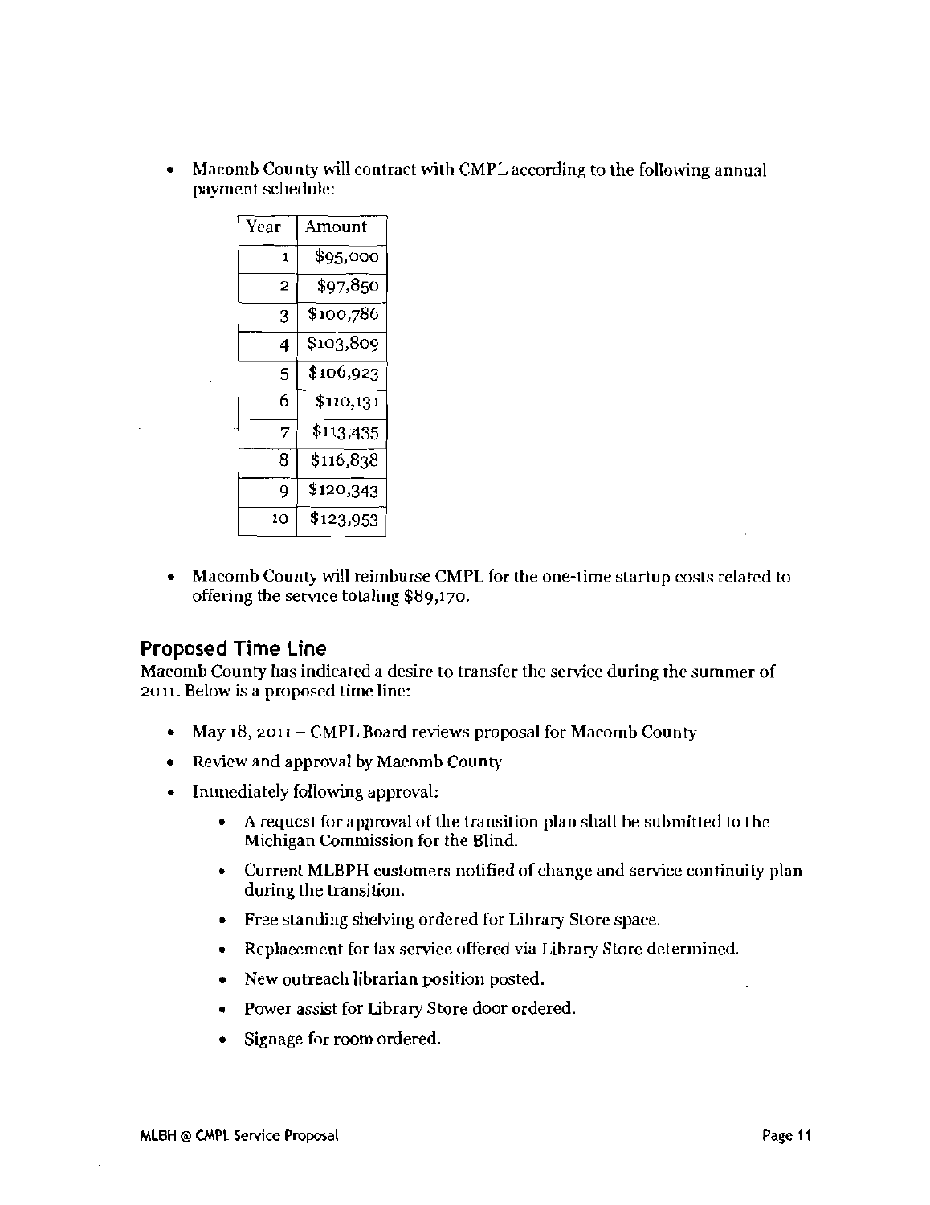- Macomb County will contract with CMPL according to the following annual payment schedule:

| Year | Amount |
|---:|---:|
| 1 | $95,000 |
| 2 | $97,850 |
| 3 | $100,786 |
| 4 | $103,809 |
| 5 | $106,923 |
| 6 | $110,131 |
| 7 | $113,435 |
| 8 | $116,838 |
| 9 | $120,343 |
| 10 | $123,953 |

- Macomb County will reimburse CMPL for the one-time startup costs related to offering the service totaling $89,170.

## Proposed Time Line

Macomb County has indicated a desire to transfer the service during the summer of 2011. Below is a proposed time line:

- May 18, 2011 – CMPL Board reviews proposal for Macomb County
- Review and approval by Macomb County
- Immediately following approval:
  - A request for approval of the transition plan shall be submitted to the Michigan Commission for the Blind.
  - Current MLBPH customers notified of change and service continuity plan during the transition.
  - Free standing shelving ordered for Library Store space.
  - Replacement for fax service offered via Library Store determined.
  - New outreach librarian position posted.
  - Power assist for Library Store door ordered.
  - Signage for room ordered.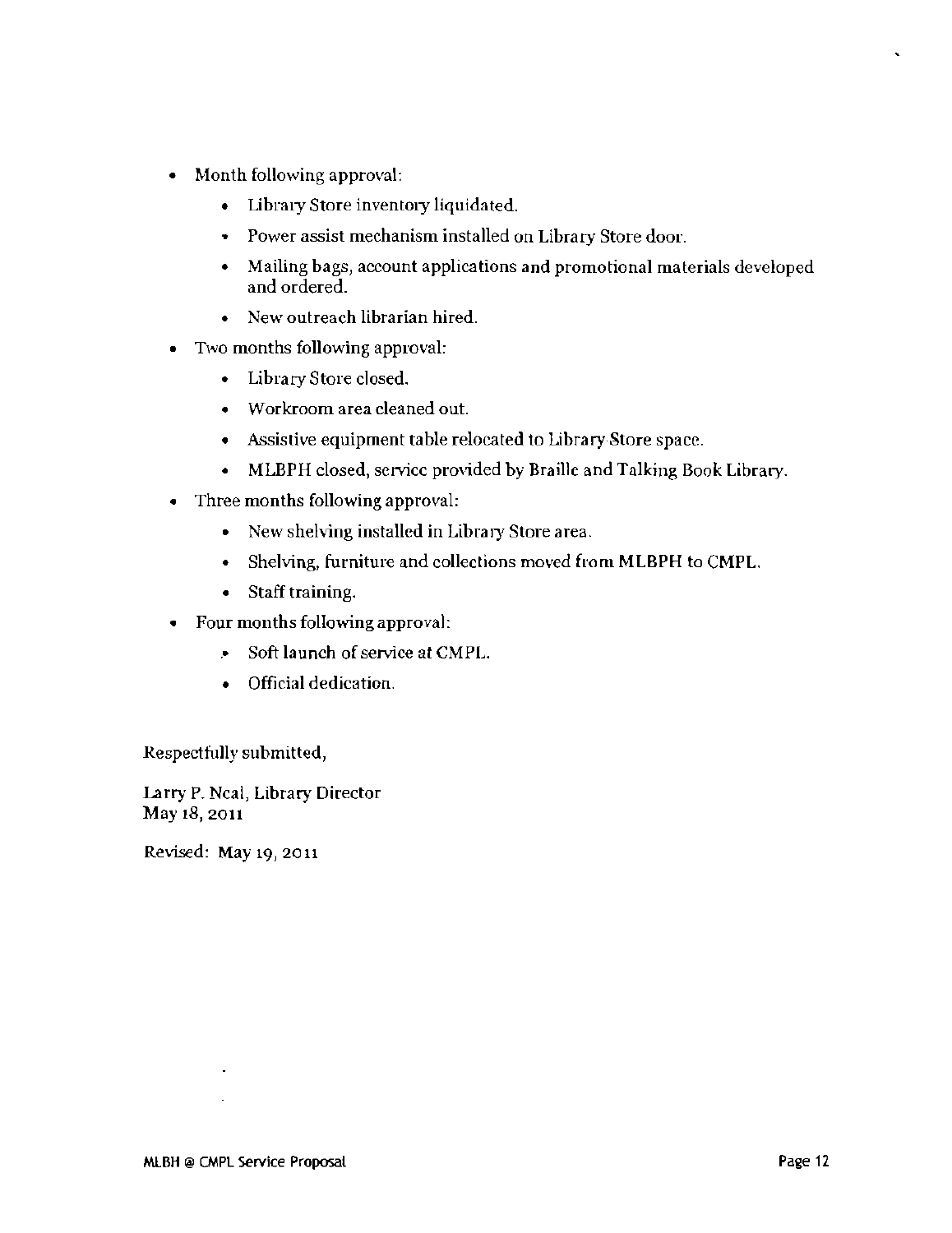- Month following approval:
    - Library Store inventory liquidated.
    - Power assist mechanism installed on Library Store door.
    - Mailing bags, account applications and promotional materials developed and ordered.
    - New outreach librarian hired.
- Two months following approval:
    - Library Store closed.
    - Workroom area cleaned out.
    - Assistive equipment table relocated to Library Store space.
    - MLBPH closed, service provided by Braille and Talking Book Library.
- Three months following approval:
    - New shelving installed in Library Store area.
    - Shelving, furniture and collections moved from MLBPH to CMPL.
    - Staff training.
- Four months following approval:
    - Soft launch of service at CMPL.
    - Official dedication.

Respectfully submitted,

Larry P. Neal, Library Director
May 18, 2011

Revised: May 19, 2011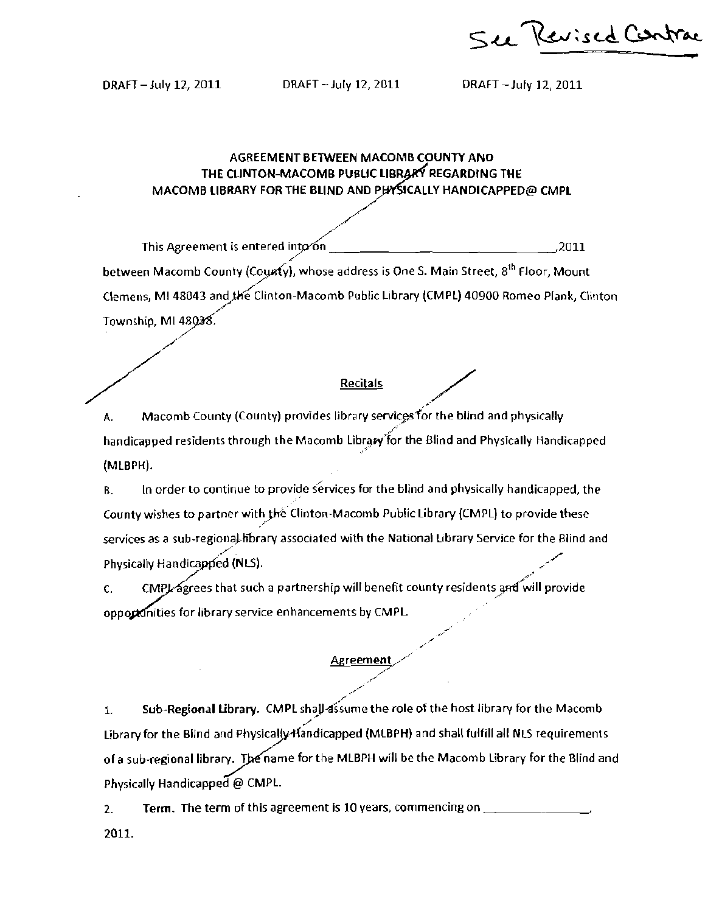See Revised Contract

DRAFT – July 12, 2011 DRAFT – July 12, 2011 DRAFT – July 12, 2011

**AGREEMENT BETWEEN MACOMB COUNTY AND THE CLINTON-MACOMB PUBLIC LIBRARY REGARDING THE MACOMB LIBRARY FOR THE BLIND AND PHYSICALLY HANDICAPPED@ CMPL**

This Agreement is entered into on ______________________________,2011 between Macomb County (County), whose address is One S. Main Street, 8th Floor, Mount Clemens, MI 48043 and the Clinton-Macomb Public Library (CMPL) 40900 Romeo Plank, Clinton Township, MI 48038.

**Recitals**

A. Macomb County (County) provides library services for the blind and physically handicapped residents through the Macomb Library for the Blind and Physically Handicapped (MLBPH).

B. In order to continue to provide services for the blind and physically handicapped, the County wishes to partner with the Clinton-Macomb Public Library (CMPL) to provide these services as a sub-regional library associated with the National Library Service for the Blind and Physically Handicapped (NLS).

C. CMPL agrees that such a partnership will benefit county residents and will provide opportunities for library service enhancements by CMPL.

**Agreement**

1. **Sub-Regional Library.** CMPL shall assume the role of the host library for the Macomb Library for the Blind and Physically Handicapped (MLBPH) and shall fulfill all NLS requirements of a sub-regional library. The name for the MLBPH will be the Macomb Library for the Blind and Physically Handicapped @ CMPL.

2. **Term.** The term of this agreement is 10 years, commencing on _______________, 2011.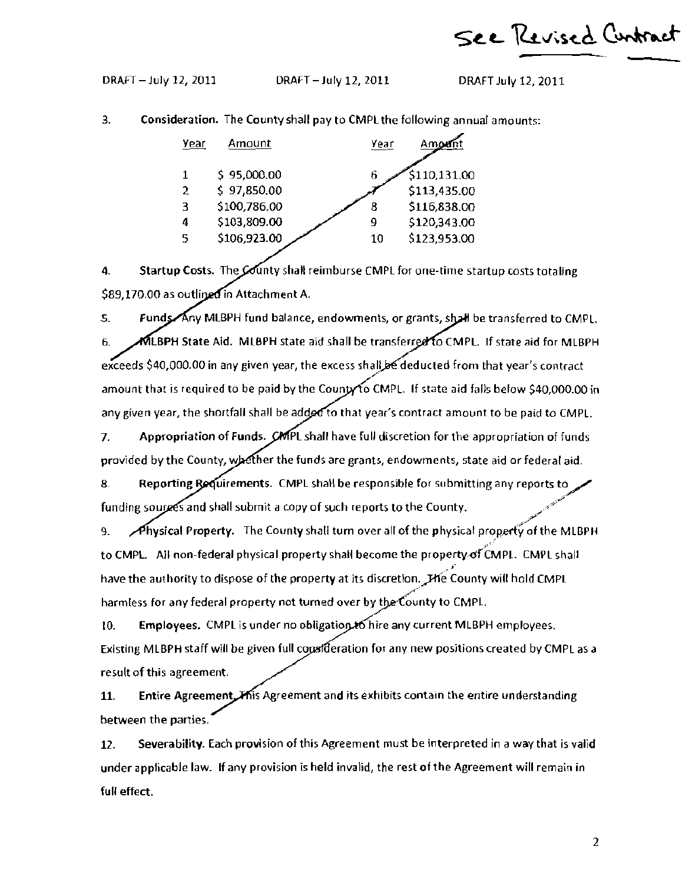See Revised Contract

DRAFT – July 12, 2011 DRAFT – July 12, 2011 DRAFT July 12, 2011

3. **Consideration.** The County shall pay to CMPL the following annual amounts:

| Year | Amount | Year | Amount |
|---|---|---|---|
| 1 | $ 95,000.00 | 6 | $110,131.00 |
| 2 | $ 97,850.00 | 7 | $113,435.00 |
| 3 | $100,786.00 | 8 | $116,838.00 |
| 4 | $103,809.00 | 9 | $120,343.00 |
| 5 | $106,923.00 | 10 | $123,953.00 |

4. **Startup Costs.** The County shall reimburse CMPL for one-time startup costs totaling $89,170.00 as outlined in Attachment A.

5. **Funds.** Any MLBPH fund balance, endowments, or grants, shall be transferred to CMPL.

6. **MLBPH State Aid.** MLBPH state aid shall be transferred to CMPL. If state aid for MLBPH exceeds $40,000.00 in any given year, the excess shall be deducted from that year's contract amount that is required to be paid by the County to CMPL. If state aid falls below $40,000.00 in any given year, the shortfall shall be added to that year's contract amount to be paid to CMPL.

7. **Appropriation of Funds.** CMPL shall have full discretion for the appropriation of funds provided by the County, whether the funds are grants, endowments, state aid or federal aid.

8. **Reporting Requirements.** CMPL shall be responsible for submitting any reports to funding sources and shall submit a copy of such reports to the County.

9. **Physical Property.** The County shall turn over all of the physical property of the MLBPH to CMPL. All non-federal physical property shall become the property of CMPL. CMPL shall have the authority to dispose of the property at its discretion. The County will hold CMPL harmless for any federal property not turned over by the County to CMPL.

10. **Employees.** CMPL is under no obligation to hire any current MLBPH employees. Existing MLBPH staff will be given full consideration for any new positions created by CMPL as a result of this agreement.

11. **Entire Agreement.** This Agreement and its exhibits contain the entire understanding between the parties.

12. **Severability.** Each provision of this Agreement must be interpreted in a way that is valid under applicable law. If any provision is held invalid, the rest of the Agreement will remain in full effect.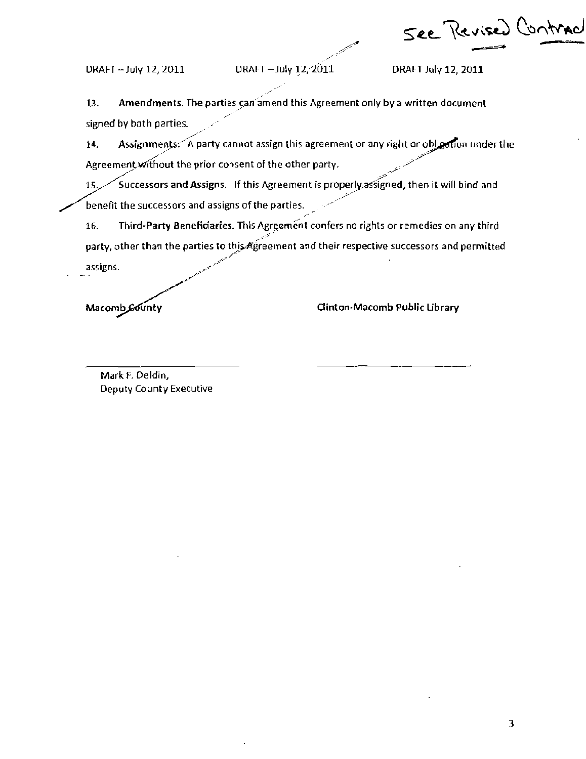See Revised Contract

DRAFT – July 12, 2011 DRAFT – July 12, 2011 DRAFT July 12, 2011

13. **Amendments.** The parties can amend this Agreement only by a written document signed by both parties.

14. **Assignments.** A party cannot assign this agreement or any right or obligation under the Agreement without the prior consent of the other party.

15. **Successors and Assigns.** If this Agreement is properly assigned, then it will bind and benefit the successors and assigns of the parties.

16. **Third-Party Beneficiaries.** This Agreement confers no rights or remedies on any third party, other than the parties to this Agreement and their respective successors and permitted assigns.

**Macomb County** **Clinton-Macomb Public Library**

______________________ ______________________

Mark F. Deldin,
Deputy County Executive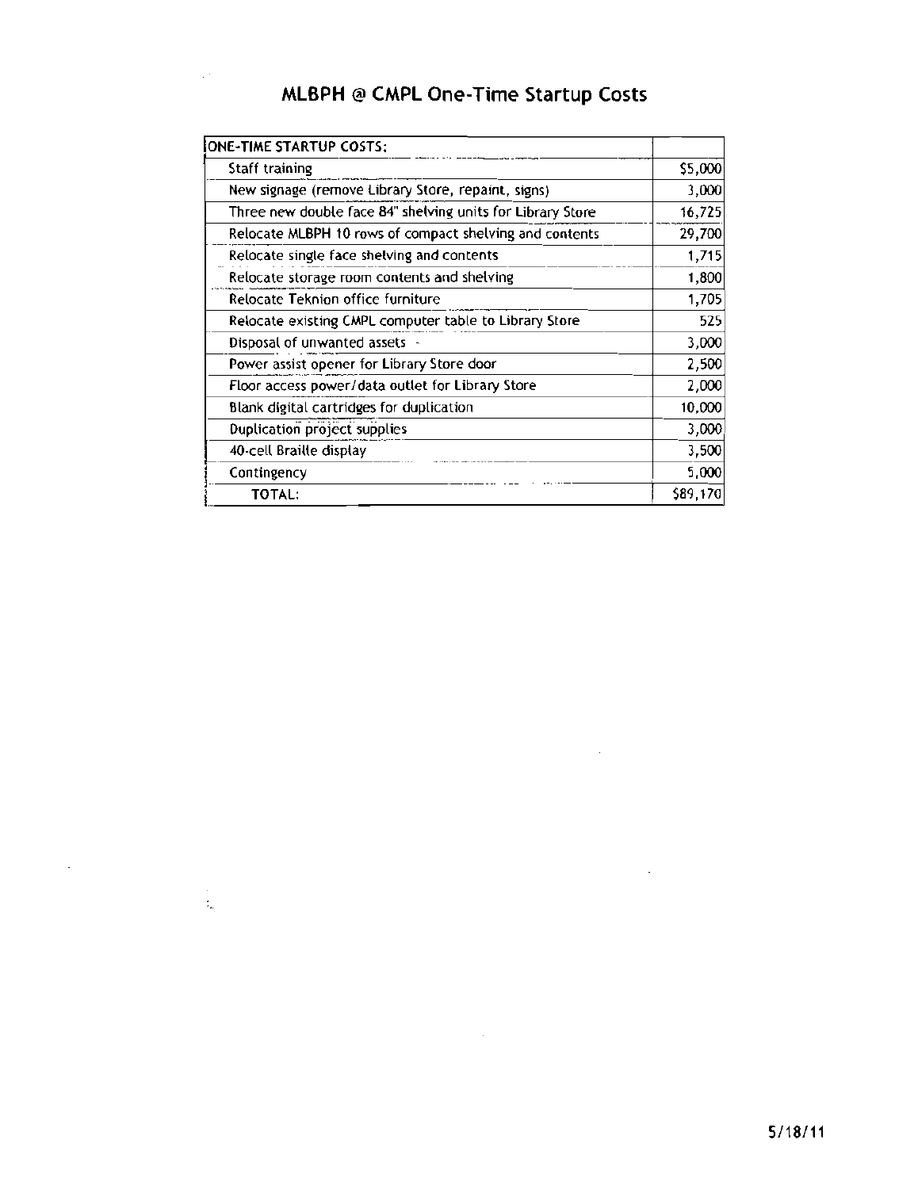# MLBPH @ CMPL One-Time Startup Costs

| ONE-TIME STARTUP COSTS: | |
|---|---|
| Staff training | $5,000 |
| New signage (remove Library Store, repaint, signs) | 3,000 |
| Three new double face 84" shelving units for Library Store | 16,725 |
| Relocate MLBPH 10 rows of compact shelving and contents | 29,700 |
| Relocate single face shelving and contents | 1,715 |
| Relocate storage room contents and shelving | 1,800 |
| Relocate Teknion office furniture | 1,705 |
| Relocate existing CMPL computer table to Library Store | 525 |
| Disposal of unwanted assets | 3,000 |
| Power assist opener for Library Store door | 2,500 |
| Floor access power/data outlet for Library Store | 2,000 |
| Blank digital cartridges for duplication | 10,000 |
| Duplication project supplies | 3,000 |
| 40-cell Braille display | 3,500 |
| Contingency | 5,000 |
| TOTAL: | $89,170 |

5/18/11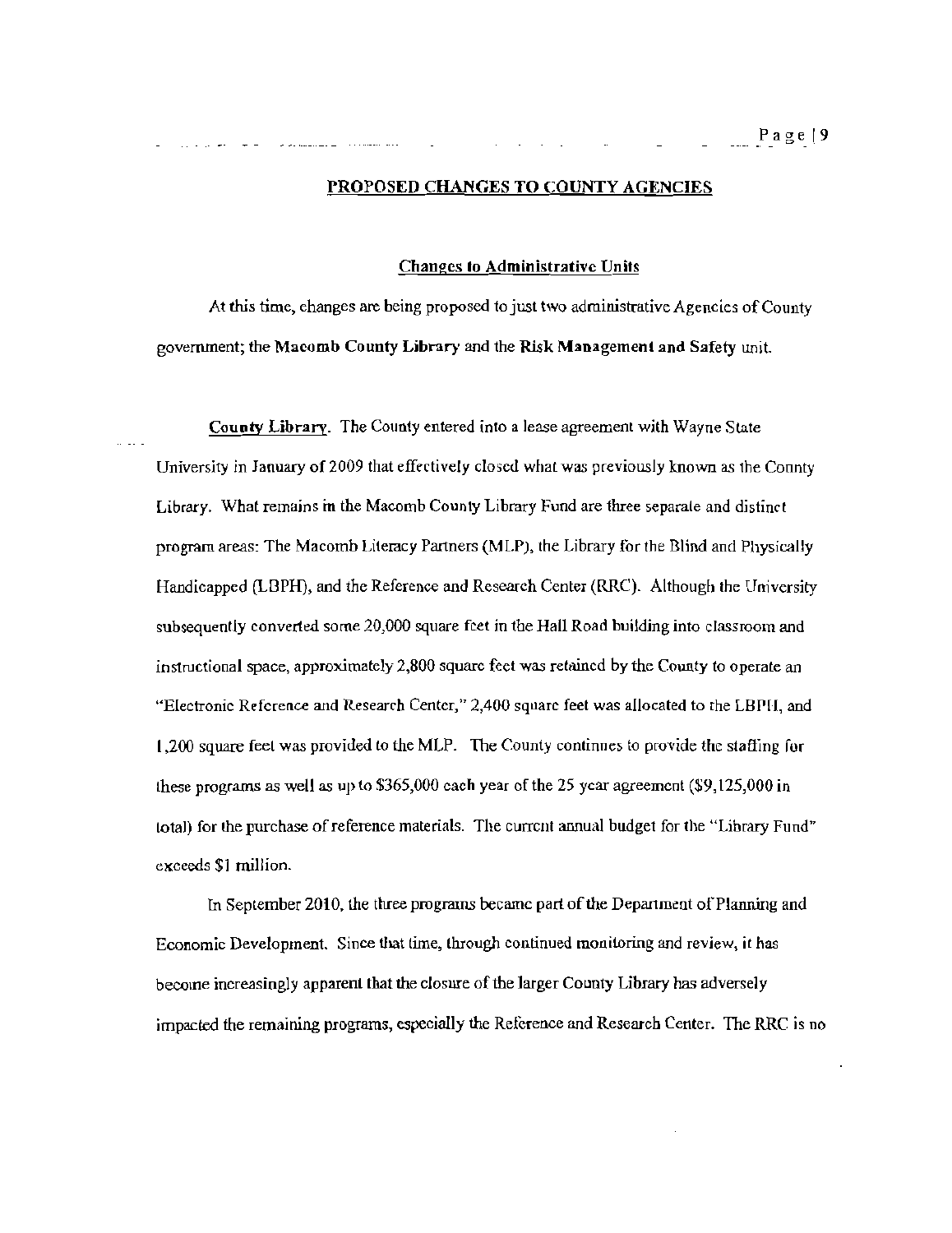## PROPOSED CHANGES TO COUNTY AGENCIES

### Changes to Administrative Units

At this time, changes are being proposed to just two administrative Agencies of County government; the **Macomb County Library** and the **Risk Management and Safety** unit.

**County Library**. The County entered into a lease agreement with Wayne State University in January of 2009 that effectively closed what was previously known as the County Library. What remains in the Macomb County Library Fund are three separate and distinct program areas: The Macomb Literacy Partners (MLP), the Library for the Blind and Physically Handicapped (LBPH), and the Reference and Research Center (RRC). Although the University subsequently converted some 20,000 square feet in the Hall Road building into classroom and instructional space, approximately 2,800 square feet was retained by the County to operate an "Electronic Reference and Research Center," 2,400 square feet was allocated to the LBPH, and 1,200 square feet was provided to the MLP. The County continues to provide the staffing for these programs as well as up to $365,000 each year of the 25 year agreement ($9,125,000 in total) for the purchase of reference materials. The current annual budget for the "Library Fund" exceeds $1 million.

In September 2010, the three programs became part of the Department of Planning and Economic Development. Since that time, through continued monitoring and review, it has become increasingly apparent that the closure of the larger County Library has adversely impacted the remaining programs, especially the Reference and Research Center. The RRC is no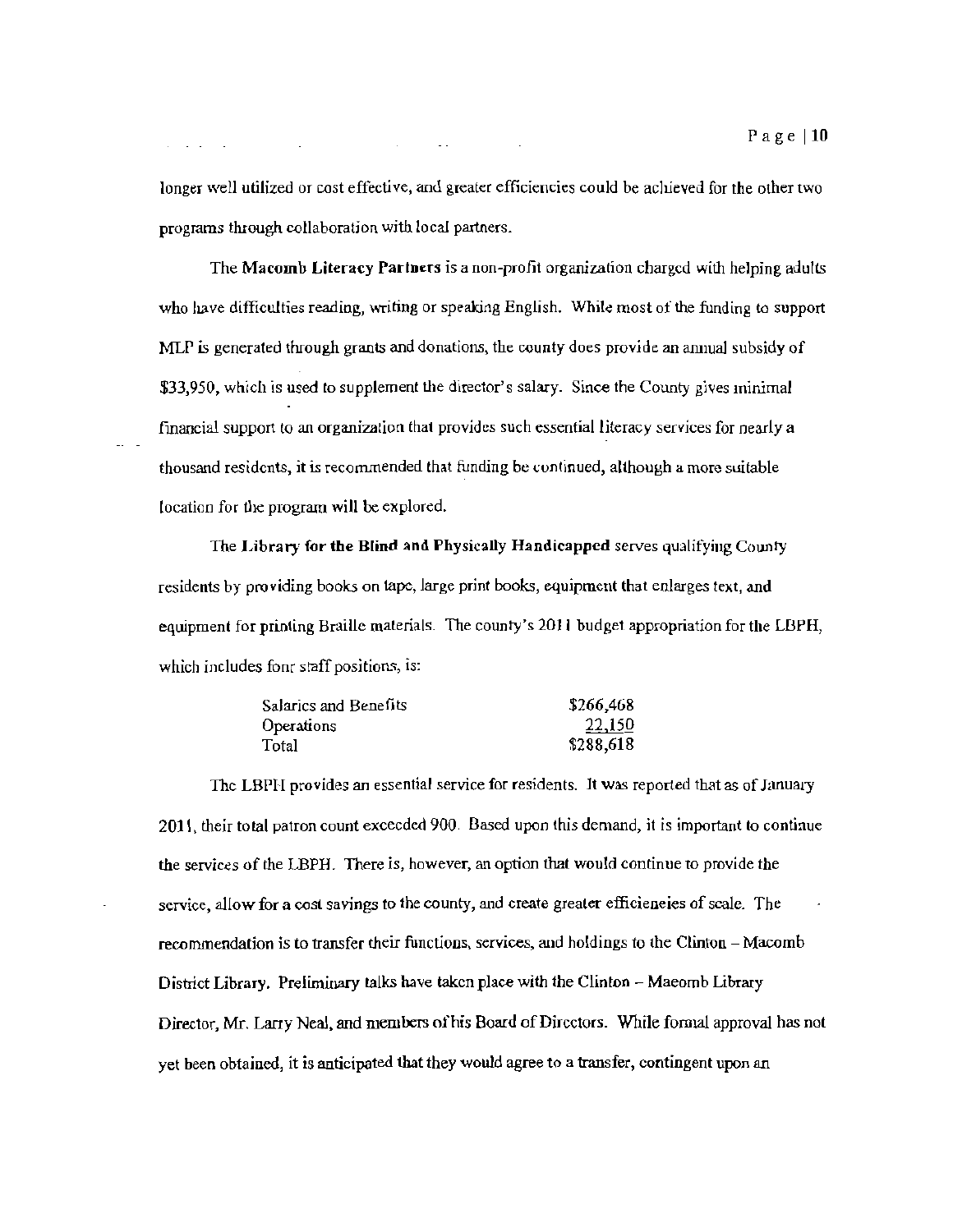longer well utilized or cost effective, and greater efficiencies could be achieved for the other two programs through collaboration with local partners.

The **Macomb Literacy Partners** is a non-profit organization charged with helping adults who have difficulties reading, writing or speaking English. While most of the funding to support MLP is generated through grants and donations, the county does provide an annual subsidy of $33,950, which is used to supplement the director's salary. Since the County gives minimal financial support to an organization that provides such essential literacy services for nearly a thousand residents, it is recommended that funding be continued, although a more suitable location for the program will be explored.

The **Library for the Blind and Physically Handicapped** serves qualifying County residents by providing books on tape, large print books, equipment that enlarges text, and equipment for printing Braille materials. The county's 2011 budget appropriation for the LBPH, which includes four staff positions, is:

| | |
|---|---|
| Salaries and Benefits | $266,468 |
| Operations | 22,150 |
| Total | $288,618 |

The LBPH provides an essential service for residents. It was reported that as of January 2011, their total patron count exceeded 900. Based upon this demand, it is important to continue the services of the LBPH. There is, however, an option that would continue to provide the service, allow for a cost savings to the county, and create greater efficiencies of scale. The recommendation is to transfer their functions, services, and holdings to the Clinton – Macomb District Library. Preliminary talks have taken place with the Clinton – Macomb Library Director, Mr. Larry Neal, and members of his Board of Directors. While formal approval has not yet been obtained, it is anticipated that they would agree to a transfer, contingent upon an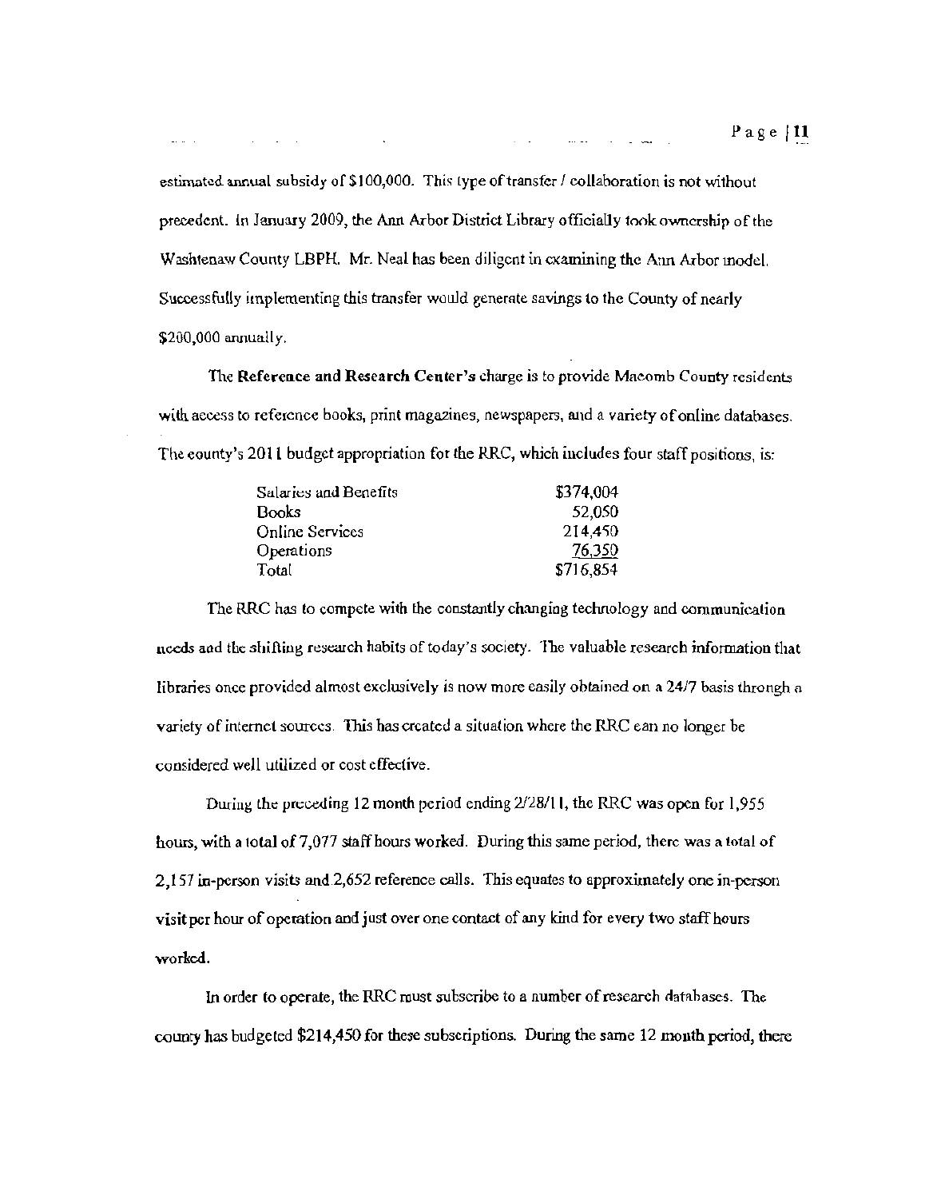estimated annual subsidy of $100,000. This type of transfer / collaboration is not without precedent. In January 2009, the Ann Arbor District Library officially took ownership of the Washtenaw County LBPH. Mr. Neal has been diligent in examining the Ann Arbor model. Successfully implementing this transfer would generate savings to the County of nearly $200,000 annually.

The **Reference and Research Center's** charge is to provide Macomb County residents with access to reference books, print magazines, newspapers, and a variety of online databases. The county's 2011 budget appropriation for the RRC, which includes four staff positions, is:

| | |
|---|---|
| Salaries and Benefits | $374,004 |
| Books | 52,050 |
| Online Services | 214,450 |
| Operations | 76,350 |
| Total | $716,854 |

The RRC has to compete with the constantly changing technology and communication needs and the shifting research habits of today's society. The valuable research information that libraries once provided almost exclusively is now more easily obtained on a 24/7 basis through a variety of internet sources. This has created a situation where the RRC can no longer be considered well utilized or cost effective.

During the preceding 12 month period ending 2/28/11, the RRC was open for 1,955 hours, with a total of 7,077 staff hours worked. During this same period, there was a total of 2,157 in-person visits and 2,652 reference calls. This equates to approximately one in-person visit per hour of operation and just over one contact of any kind for every two staff hours worked.

In order to operate, the RRC must subscribe to a number of research databases. The county has budgeted $214,450 for these subscriptions. During the same 12 month period, there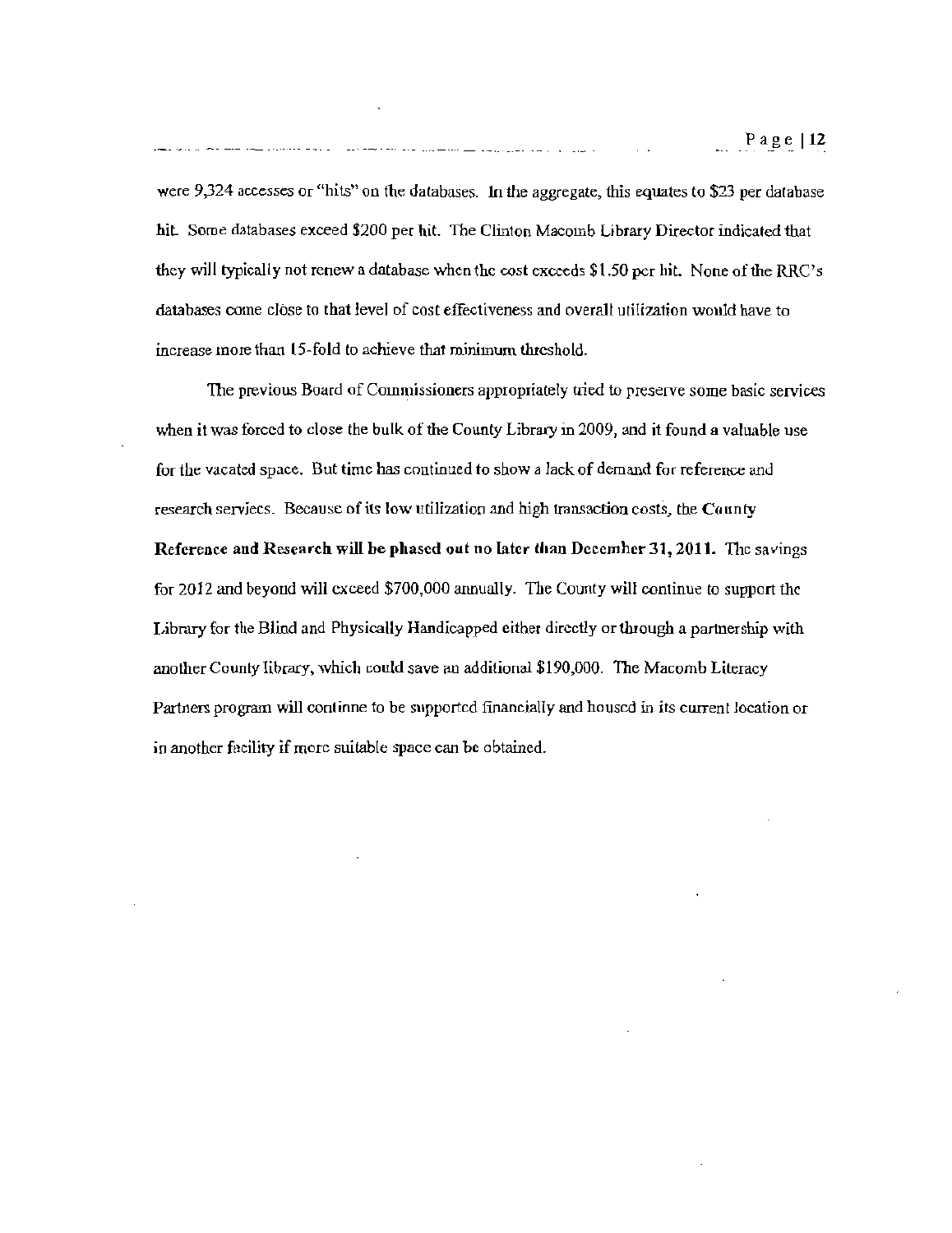were 9,324 accesses or "hits" on the databases. In the aggregate, this equates to $23 per database hit. Some databases exceed $200 per hit. The Clinton Macomb Library Director indicated that they will typically not renew a database when the cost exceeds $1.50 per hit. None of the RRC's databases come close to that level of cost effectiveness and overall utilization would have to increase more than 15-fold to achieve that minimum threshold.

The previous Board of Commissioners appropriately tried to preserve some basic services when it was forced to close the bulk of the County Library in 2009, and it found a valuable use for the vacated space. But time has continued to show a lack of demand for reference and research services. Because of its low utilization and high transaction costs, the **County Reference and Research will be phased out no later than December 31, 2011.** The savings for 2012 and beyond will exceed $700,000 annually. The County will continue to support the Library for the Blind and Physically Handicapped either directly or through a partnership with another County library, which could save an additional $190,000. The Macomb Literacy Partners program will continue to be supported financially and housed in its current location or in another facility if more suitable space can be obtained.